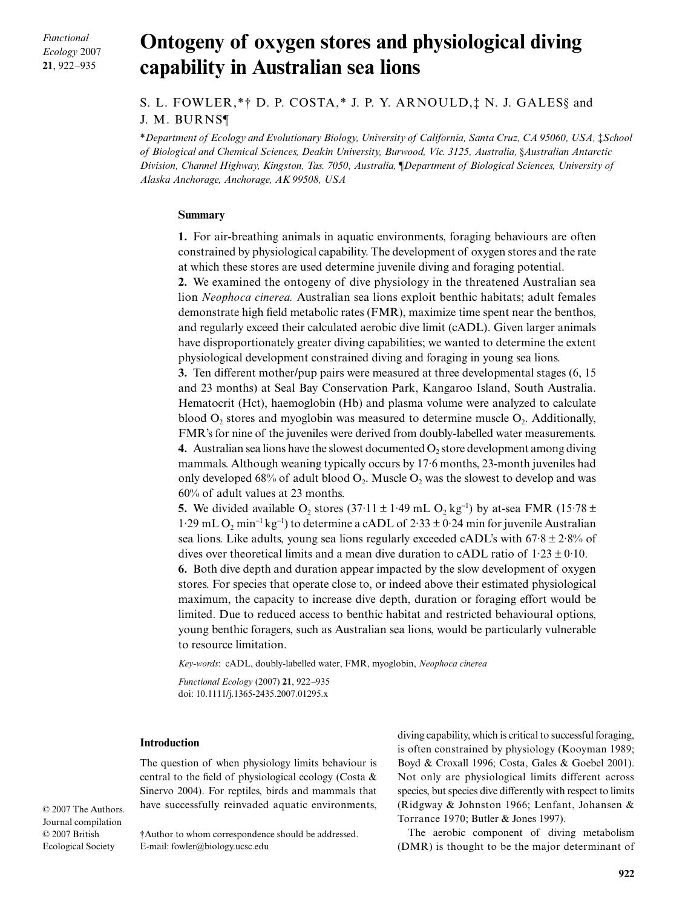# Ontogeny of oxygen stores and physiological diving capability in Australian sea lions

S. L. FOWLER,*† D. P. COSTA,* J. P. Y. ARNOULD,‡ N. J. GALES§ and J. M. BURNS¶

*Department of Ecology and Evolutionary Biology, University of California, Santa Cruz, CA 95060, USA, ‡School of Biological and Chemical Sciences, Deakin University, Burwood, Vic. 3125, Australia, §Australian Antarctic Division, Channel Highway, Kingston, Tas. 7050, Australia, ¶Department of Biological Sciences, University of Alaska Anchorage, Anchorage, AK 99508, USA*

## Summary

**1.** For air-breathing animals in aquatic environments, foraging behaviours are often constrained by physiological capability. The development of oxygen stores and the rate at which these stores are used determine juvenile diving and foraging potential.

**2.** We examined the ontogeny of dive physiology in the threatened Australian sea lion *Neophoca cinerea.* Australian sea lions exploit benthic habitats; adult females demonstrate high field metabolic rates (FMR), maximize time spent near the benthos, and regularly exceed their calculated aerobic dive limit (cADL). Given larger animals have disproportionately greater diving capabilities; we wanted to determine the extent physiological development constrained diving and foraging in young sea lions.

**3.** Ten different mother/pup pairs were measured at three developmental stages (6, 15 and 23 months) at Seal Bay Conservation Park, Kangaroo Island, South Australia. Hematocrit (Hct), haemoglobin (Hb) and plasma volume were analyzed to calculate blood $O_2$ stores and myoglobin was measured to determine muscle $O_2$. Additionally, FMR's for nine of the juveniles were derived from doubly-labelled water measurements.

**4.** Australian sea lions have the slowest documented $O_2$ store development among diving mammals. Although weaning typically occurs by 17·6 months, 23-month juveniles had only developed 68% of adult blood $O_2$. Muscle $O_2$ was the slowest to develop and was 60% of adult values at 23 months.

**5.** We divided available $O_2$ stores ($37{\cdot}11 \pm 1{\cdot}49$ mL $O_2$ kg$^{-1}$) by at-sea FMR ($15{\cdot}78 \pm 1{\cdot}29$ mL $O_2$ min$^{-1}$ kg$^{-1}$) to determine a cADL of $2{\cdot}33 \pm 0{\cdot}24$ min for juvenile Australian sea lions. Like adults, young sea lions regularly exceeded cADL's with $67{\cdot}8 \pm 2{\cdot}8$% of dives over theoretical limits and a mean dive duration to cADL ratio of $1{\cdot}23 \pm 0{\cdot}10$.

**6.** Both dive depth and duration appear impacted by the slow development of oxygen stores. For species that operate close to, or indeed above their estimated physiological maximum, the capacity to increase dive depth, duration or foraging effort would be limited. Due to reduced access to benthic habitat and restricted behavioural options, young benthic foragers, such as Australian sea lions, would be particularly vulnerable to resource limitation.

*Key-words*: cADL, doubly-labelled water, FMR, myoglobin, *Neophoca cinerea*

*Functional Ecology* (2007) **21**, 922–935
doi: 10.1111/j.1365-2435.2007.01295.x

## Introduction

The question of when physiology limits behaviour is central to the field of physiological ecology (Costa & Sinervo 2004). For reptiles, birds and mammals that have successfully reinvaded aquatic environments, diving capability, which is critical to successful foraging, is often constrained by physiology (Kooyman 1989; Boyd & Croxall 1996; Costa, Gales & Goebel 2001). Not only are physiological limits different across species, but species dive differently with respect to limits (Ridgway & Johnston 1966; Lenfant, Johansen & Torrance 1970; Butler & Jones 1997).

The aerobic component of diving metabolism (DMR) is thought to be the major determinant of

© 2007 The Authors. Journal compilation © 2007 British Ecological Society

†Author to whom correspondence should be addressed. E-mail: fowler@biology.ucsc.edu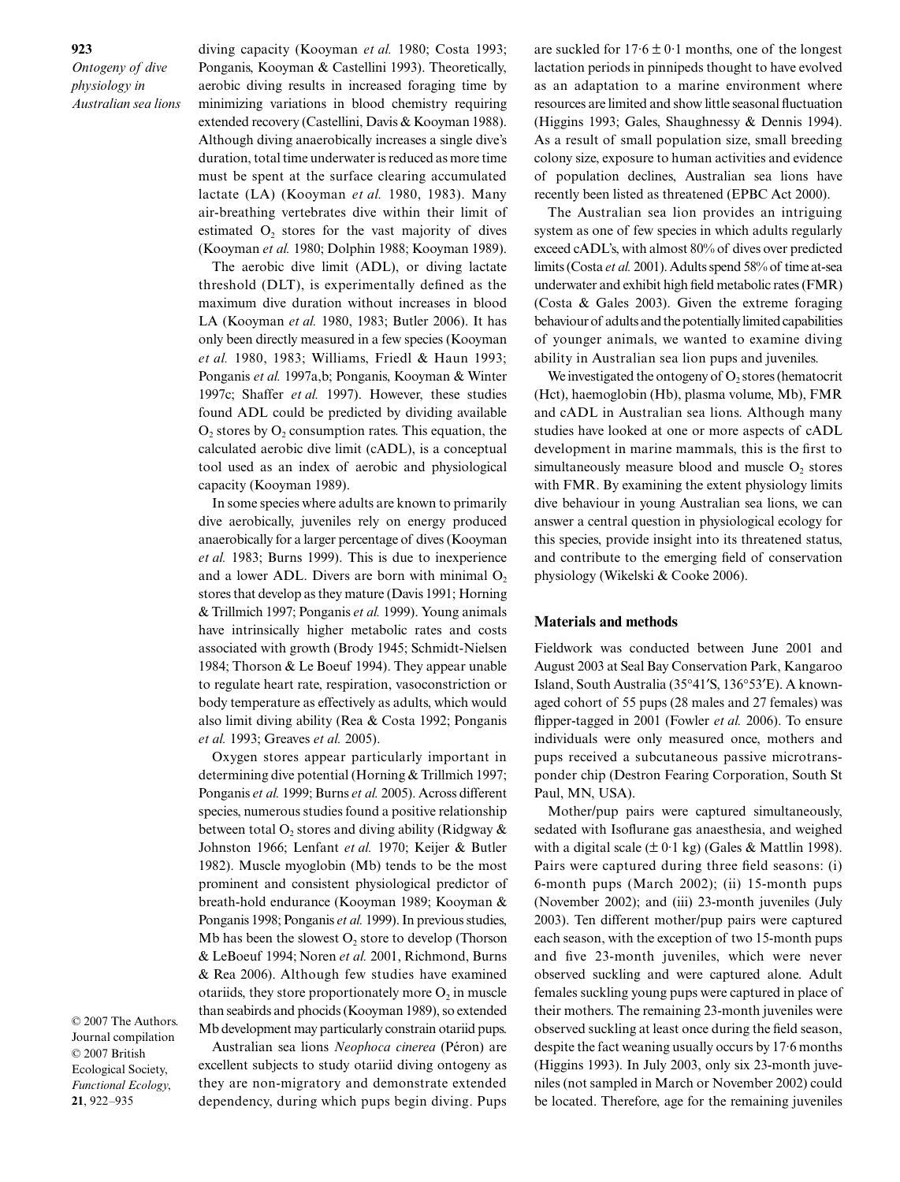diving capacity (Kooyman *et al.* 1980; Costa 1993; Ponganis, Kooyman & Castellini 1993). Theoretically, aerobic diving results in increased foraging time by minimizing variations in blood chemistry requiring extended recovery (Castellini, Davis & Kooyman 1988). Although diving anaerobically increases a single dive's duration, total time underwater is reduced as more time must be spent at the surface clearing accumulated lactate (LA) (Kooyman *et al.* 1980, 1983). Many air-breathing vertebrates dive within their limit of estimated $O_2$ stores for the vast majority of dives (Kooyman *et al.* 1980; Dolphin 1988; Kooyman 1989).

The aerobic dive limit (ADL), or diving lactate threshold (DLT), is experimentally defined as the maximum dive duration without increases in blood LA (Kooyman *et al.* 1980, 1983; Butler 2006). It has only been directly measured in a few species (Kooyman *et al.* 1980, 1983; Williams, Friedl & Haun 1993; Ponganis *et al.* 1997a,b; Ponganis, Kooyman & Winter 1997c; Shaffer *et al.* 1997). However, these studies found ADL could be predicted by dividing available $O_2$ stores by $O_2$ consumption rates. This equation, the calculated aerobic dive limit (cADL), is a conceptual tool used as an index of aerobic and physiological capacity (Kooyman 1989).

In some species where adults are known to primarily dive aerobically, juveniles rely on energy produced anaerobically for a larger percentage of dives (Kooyman *et al.* 1983; Burns 1999). This is due to inexperience and a lower ADL. Divers are born with minimal $O_2$ stores that develop as they mature (Davis 1991; Horning & Trillmich 1997; Ponganis *et al.* 1999). Young animals have intrinsically higher metabolic rates and costs associated with growth (Brody 1945; Schmidt-Nielsen 1984; Thorson & Le Boeuf 1994). They appear unable to regulate heart rate, respiration, vasoconstriction or body temperature as effectively as adults, which would also limit diving ability (Rea & Costa 1992; Ponganis *et al.* 1993; Greaves *et al.* 2005).

Oxygen stores appear particularly important in determining dive potential (Horning & Trillmich 1997; Ponganis *et al.* 1999; Burns *et al.* 2005). Across different species, numerous studies found a positive relationship between total $O_2$ stores and diving ability (Ridgway & Johnston 1966; Lenfant *et al.* 1970; Keijer & Butler 1982). Muscle myoglobin (Mb) tends to be the most prominent and consistent physiological predictor of breath-hold endurance (Kooyman 1989; Kooyman & Ponganis 1998; Ponganis *et al.* 1999). In previous studies, Mb has been the slowest $O_2$ store to develop (Thorson & LeBoeuf 1994; Noren *et al.* 2001, Richmond, Burns & Rea 2006). Although few studies have examined otariids, they store proportionately more $O_2$ in muscle than seabirds and phocids (Kooyman 1989), so extended Mb development may particularly constrain otariid pups.

Australian sea lions *Neophoca cinerea* (Péron) are excellent subjects to study otariid diving ontogeny as they are non-migratory and demonstrate extended dependency, during which pups begin diving. Pups are suckled for $17{\cdot}6 \pm 0{\cdot}1$ months, one of the longest lactation periods in pinnipeds thought to have evolved as an adaptation to a marine environment where resources are limited and show little seasonal fluctuation (Higgins 1993; Gales, Shaughnessy & Dennis 1994). As a result of small population size, small breeding colony size, exposure to human activities and evidence of population declines, Australian sea lions have recently been listed as threatened (EPBC Act 2000).

The Australian sea lion provides an intriguing system as one of few species in which adults regularly exceed cADL's, with almost 80% of dives over predicted limits (Costa *et al.* 2001). Adults spend 58% of time at-sea underwater and exhibit high field metabolic rates (FMR) (Costa & Gales 2003). Given the extreme foraging behaviour of adults and the potentially limited capabilities of younger animals, we wanted to examine diving ability in Australian sea lion pups and juveniles.

We investigated the ontogeny of $O_2$ stores (hematocrit (Hct), haemoglobin (Hb), plasma volume, Mb), FMR and cADL in Australian sea lions. Although many studies have looked at one or more aspects of cADL development in marine mammals, this is the first to simultaneously measure blood and muscle $O_2$ stores with FMR. By examining the extent physiology limits dive behaviour in young Australian sea lions, we can answer a central question in physiological ecology for this species, provide insight into its threatened status, and contribute to the emerging field of conservation physiology (Wikelski & Cooke 2006).

## Materials and methods

Fieldwork was conducted between June 2001 and August 2003 at Seal Bay Conservation Park, Kangaroo Island, South Australia (35°41′S, 136°53′E). A known-aged cohort of 55 pups (28 males and 27 females) was flipper-tagged in 2001 (Fowler *et al.* 2006). To ensure individuals were only measured once, mothers and pups received a subcutaneous passive microtransponder chip (Destron Fearing Corporation, South St Paul, MN, USA).

Mother/pup pairs were captured simultaneously, sedated with Isoflurane gas anaesthesia, and weighed with a digital scale ($\pm$ 0·1 kg) (Gales & Mattlin 1998). Pairs were captured during three field seasons: (i) 6-month pups (March 2002); (ii) 15-month pups (November 2002); and (iii) 23-month juveniles (July 2003). Ten different mother/pup pairs were captured each season, with the exception of two 15-month pups and five 23-month juveniles, which were never observed suckling and were captured alone. Adult females suckling young pups were captured in place of their mothers. The remaining 23-month juveniles were observed suckling at least once during the field season, despite the fact weaning usually occurs by 17·6 months (Higgins 1993). In July 2003, only six 23-month juveniles (not sampled in March or November 2002) could be located. Therefore, age for the remaining juveniles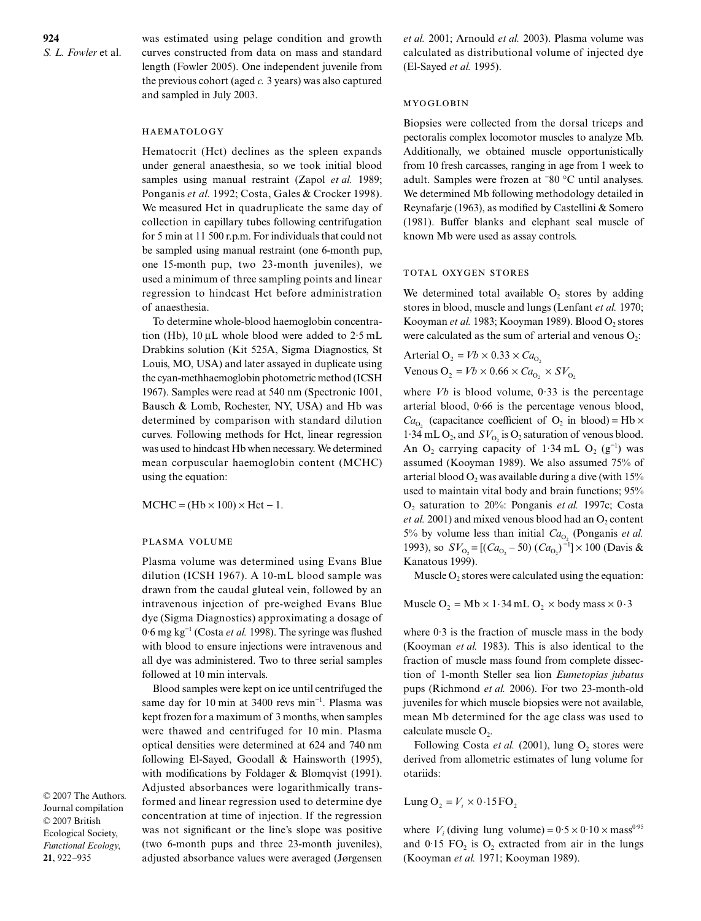was estimated using pelage condition and growth curves constructed from data on mass and standard length (Fowler 2005). One independent juvenile from the previous cohort (aged *c.* 3 years) was also captured and sampled in July 2003.

### HAEMATOLOGY

Hematocrit (Hct) declines as the spleen expands under general anaesthesia, so we took initial blood samples using manual restraint (Zapol *et al.* 1989; Ponganis *et al.* 1992; Costa, Gales & Crocker 1998). We measured Hct in quadruplicate the same day of collection in capillary tubes following centrifugation for 5 min at 11 500 r.p.m. For individuals that could not be sampled using manual restraint (one 6-month pup, one 15-month pup, two 23-month juveniles), we used a minimum of three sampling points and linear regression to hindcast Hct before administration of anaesthesia.

To determine whole-blood haemoglobin concentration (Hb), 10 μL whole blood were added to 2·5 mL Drabkins solution (Kit 525A, Sigma Diagnostics, St Louis, MO, USA) and later assayed in duplicate using the cyan-methhaemoglobin photometric method (ICSH 1967). Samples were read at 540 nm (Spectronic 1001, Bausch & Lomb, Rochester, NY, USA) and Hb was determined by comparison with standard dilution curves. Following methods for Hct, linear regression was used to hindcast Hb when necessary. We determined mean corpuscular haemoglobin content (MCHC) using the equation:

$$\text{MCHC} = (\text{Hb} \times 100) \times \text{Hct} - 1.$$

### PLASMA VOLUME

Plasma volume was determined using Evans Blue dilution (ICSH 1967). A 10-mL blood sample was drawn from the caudal gluteal vein, followed by an intravenous injection of pre-weighed Evans Blue dye (Sigma Diagnostics) approximating a dosage of 0·6 mg kg$^{-1}$ (Costa *et al.* 1998). The syringe was flushed with blood to ensure injections were intravenous and all dye was administered. Two to three serial samples followed at 10 min intervals.

Blood samples were kept on ice until centrifuged the same day for 10 min at 3400 revs min$^{-1}$. Plasma was kept frozen for a maximum of 3 months, when samples were thawed and centrifuged for 10 min. Plasma optical densities were determined at 624 and 740 nm following El-Sayed, Goodall & Hainsworth (1995), with modifications by Foldager & Blomqvist (1991). Adjusted absorbances were logarithmically transformed and linear regression used to determine dye concentration at time of injection. If the regression was not significant or the line's slope was positive (two 6-month pups and three 23-month juveniles), adjusted absorbance values were averaged (Jørgensen *et al.* 2001; Arnould *et al.* 2003). Plasma volume was calculated as distributional volume of injected dye (El-Sayed *et al.* 1995).

### MYOGLOBIN

Biopsies were collected from the dorsal triceps and pectoralis complex locomotor muscles to analyze Mb. Additionally, we obtained muscle opportunistically from 10 fresh carcasses, ranging in age from 1 week to adult. Samples were frozen at −80 °C until analyses. We determined Mb following methodology detailed in Reynafarje (1963), as modified by Castellini & Somero (1981). Buffer blanks and elephant seal muscle of known Mb were used as assay controls.

### TOTAL OXYGEN STORES

We determined total available $O_2$ stores by adding stores in blood, muscle and lungs (Lenfant *et al.* 1970; Kooyman *et al.* 1983; Kooyman 1989). Blood $O_2$ stores were calculated as the sum of arterial and venous $O_2$:

$$\text{Arterial } O_2 = Vb \times 0.33 \times Ca_{O_2}$$
$$\text{Venous } O_2 = Vb \times 0.66 \times Ca_{O_2} \times SV_{O_2}$$

where $Vb$ is blood volume, 0·33 is the percentage arterial blood, 0·66 is the percentage venous blood, $Ca_{O_2}$ (capacitance coefficient of $O_2$ in blood) = Hb × 1·34 mL $O_2$, and $SV_{O_2}$ is $O_2$ saturation of venous blood. An $O_2$ carrying capacity of 1·34 mL $O_2$ (g$^{-1}$) was assumed (Kooyman 1989). We also assumed 75% of arterial blood $O_2$ was available during a dive (with 15% used to maintain vital body and brain functions; 95% $O_2$ saturation to 20%: Ponganis *et al.* 1997c; Costa *et al.* 2001) and mixed venous blood had an $O_2$ content 5% by volume less than initial $Ca_{O_2}$ (Ponganis *et al.* 1993), so $SV_{O_2} = [(Ca_{O_2} - 50)\,(Ca_{O_2})^{-1}] \times 100$ (Davis & Kanatous 1999).

Muscle $O_2$ stores were calculated using the equation:

$$\text{Muscle } O_2 = \text{Mb} \times 1{\cdot}34 \text{ mL } O_2 \times \text{body mass} \times 0{\cdot}3$$

where 0·3 is the fraction of muscle mass in the body (Kooyman *et al.* 1983). This is also identical to the fraction of muscle mass found from complete dissection of 1-month Steller sea lion *Eumetopias jubatus* pups (Richmond *et al.* 2006). For two 23-month-old juveniles for which muscle biopsies were not available, mean Mb determined for the age class was used to calculate muscle $O_2$.

Following Costa *et al.* (2001), lung $O_2$ stores were derived from allometric estimates of lung volume for otariids:

$$\text{Lung } O_2 = V_i \times 0{\cdot}15\,\text{F}O_2$$

where $V_i$ (diving lung volume) = $0{\cdot}5 \times 0{\cdot}10 \times \text{mass}^{0{\cdot}95}$ and 0·15 F$O_2$ is $O_2$ extracted from air in the lungs (Kooyman *et al.* 1971; Kooyman 1989).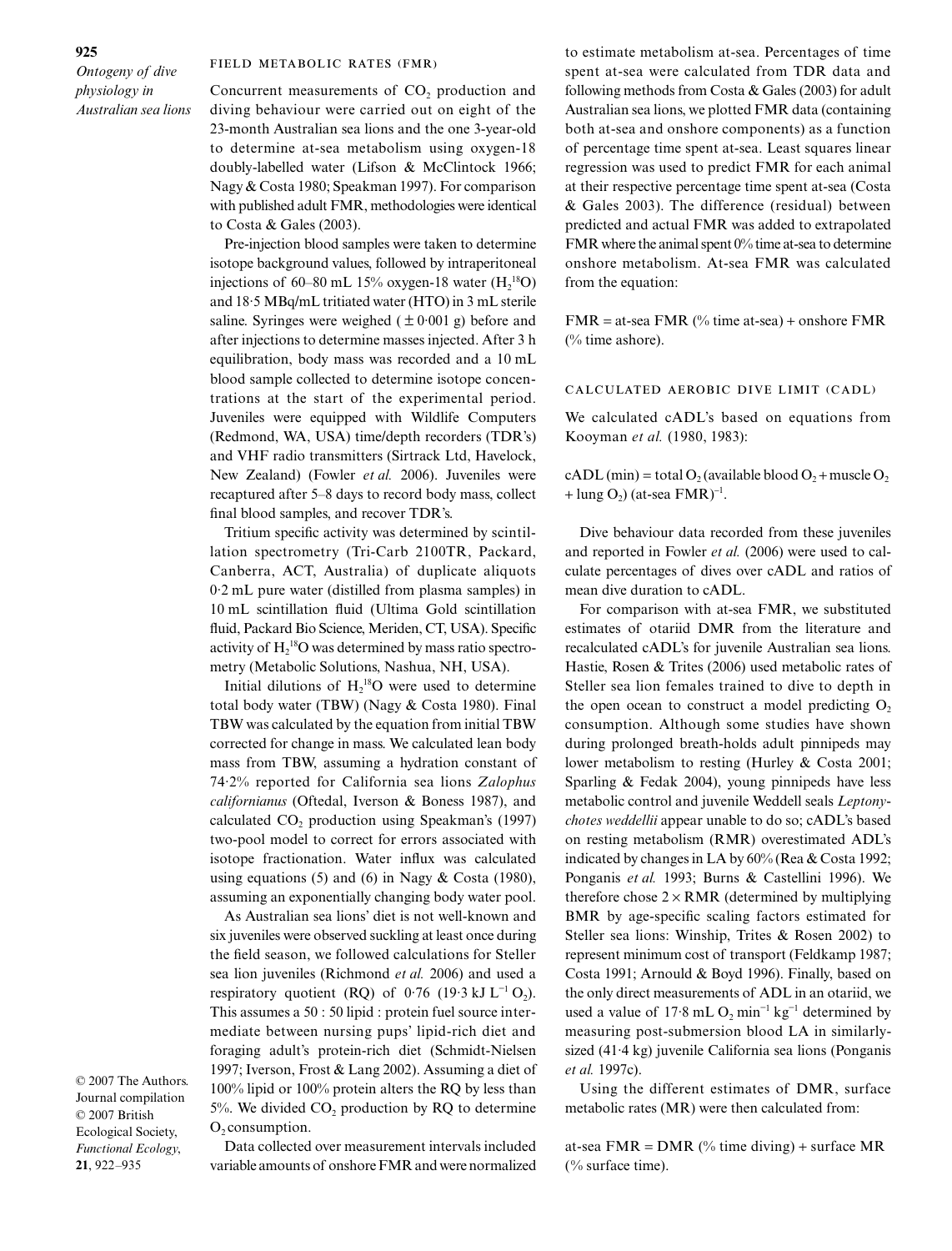### FIELD METABOLIC RATES (FMR)

Concurrent measurements of $CO_2$ production and diving behaviour were carried out on eight of the 23-month Australian sea lions and the one 3-year-old to determine at-sea metabolism using oxygen-18 doubly-labelled water (Lifson & McClintock 1966; Nagy & Costa 1980; Speakman 1997). For comparison with published adult FMR, methodologies were identical to Costa & Gales (2003).

Pre-injection blood samples were taken to determine isotope background values, followed by intraperitoneal injections of 60–80 mL 15% oxygen-18 water ($H_2{}^{18}O$) and 18·5 MBq/mL tritiated water (HTO) in 3 mL sterile saline. Syringes were weighed ($\pm$ 0·001 g) before and after injections to determine masses injected. After 3 h equilibration, body mass was recorded and a 10 mL blood sample collected to determine isotope concentrations at the start of the experimental period. Juveniles were equipped with Wildlife Computers (Redmond, WA, USA) time/depth recorders (TDR's) and VHF radio transmitters (Sirtrack Ltd, Havelock, New Zealand) (Fowler *et al.* 2006). Juveniles were recaptured after 5–8 days to record body mass, collect final blood samples, and recover TDR's.

Tritium specific activity was determined by scintillation spectrometry (Tri-Carb 2100TR, Packard, Canberra, ACT, Australia) of duplicate aliquots 0·2 mL pure water (distilled from plasma samples) in 10 mL scintillation fluid (Ultima Gold scintillation fluid, Packard Bio Science, Meriden, CT, USA). Specific activity of $H_2{}^{18}O$ was determined by mass ratio spectrometry (Metabolic Solutions, Nashua, NH, USA).

Initial dilutions of $H_2{}^{18}O$ were used to determine total body water (TBW) (Nagy & Costa 1980). Final TBW was calculated by the equation from initial TBW corrected for change in mass. We calculated lean body mass from TBW, assuming a hydration constant of 74·2% reported for California sea lions *Zalophus californianus* (Oftedal, Iverson & Boness 1987), and calculated $CO_2$ production using Speakman's (1997) two-pool model to correct for errors associated with isotope fractionation. Water influx was calculated using equations (5) and (6) in Nagy & Costa (1980), assuming an exponentially changing body water pool.

As Australian sea lions' diet is not well-known and six juveniles were observed suckling at least once during the field season, we followed calculations for Steller sea lion juveniles (Richmond *et al.* 2006) and used a respiratory quotient (RQ) of 0·76 (19·3 kJ $L^{-1}$ $O_2$). This assumes a 50 : 50 lipid : protein fuel source intermediate between nursing pups' lipid-rich diet and foraging adult's protein-rich diet (Schmidt-Nielsen 1997; Iverson, Frost & Lang 2002). Assuming a diet of 100% lipid or 100% protein alters the RQ by less than 5%. We divided $CO_2$ production by RQ to determine $O_2$ consumption.

Data collected over measurement intervals included variable amounts of onshore FMR and were normalized to estimate metabolism at-sea. Percentages of time spent at-sea were calculated from TDR data and following methods from Costa & Gales (2003) for adult Australian sea lions, we plotted FMR data (containing both at-sea and onshore components) as a function of percentage time spent at-sea. Least squares linear regression was used to predict FMR for each animal at their respective percentage time spent at-sea (Costa & Gales 2003). The difference (residual) between predicted and actual FMR was added to extrapolated FMR where the animal spent 0% time at-sea to determine onshore metabolism. At-sea FMR was calculated from the equation:

FMR = at-sea FMR (% time at-sea) + onshore FMR (% time ashore).

### CALCULATED AEROBIC DIVE LIMIT (CADL)

We calculated cADL's based on equations from Kooyman *et al.* (1980, 1983):

cADL (min) = total $O_2$ (available blood $O_2$ + muscle $O_2$ + lung $O_2$) (at-sea FMR)$^{-1}$.

Dive behaviour data recorded from these juveniles and reported in Fowler *et al.* (2006) were used to calculate percentages of dives over cADL and ratios of mean dive duration to cADL.

For comparison with at-sea FMR, we substituted estimates of otariid DMR from the literature and recalculated cADL's for juvenile Australian sea lions. Hastie, Rosen & Trites (2006) used metabolic rates of Steller sea lion females trained to dive to depth in the open ocean to construct a model predicting $O_2$ consumption. Although some studies have shown during prolonged breath-holds adult pinnipeds may lower metabolism to resting (Hurley & Costa 2001; Sparling & Fedak 2004), young pinnipeds have less metabolic control and juvenile Weddell seals *Leptonychotes weddellii* appear unable to do so; cADL's based on resting metabolism (RMR) overestimated ADL's indicated by changes in LA by 60% (Rea & Costa 1992; Ponganis *et al.* 1993; Burns & Castellini 1996). We therefore chose 2 × RMR (determined by multiplying BMR by age-specific scaling factors estimated for Steller sea lions: Winship, Trites & Rosen 2002) to represent minimum cost of transport (Feldkamp 1987; Costa 1991; Arnould & Boyd 1996). Finally, based on the only direct measurements of ADL in an otariid, we used a value of 17·8 mL $O_2$ $min^{-1}$ $kg^{-1}$ determined by measuring post-submersion blood LA in similarly-sized (41·4 kg) juvenile California sea lions (Ponganis *et al.* 1997c).

Using the different estimates of DMR, surface metabolic rates (MR) were then calculated from:

at-sea FMR = DMR (% time diving) + surface MR (% surface time).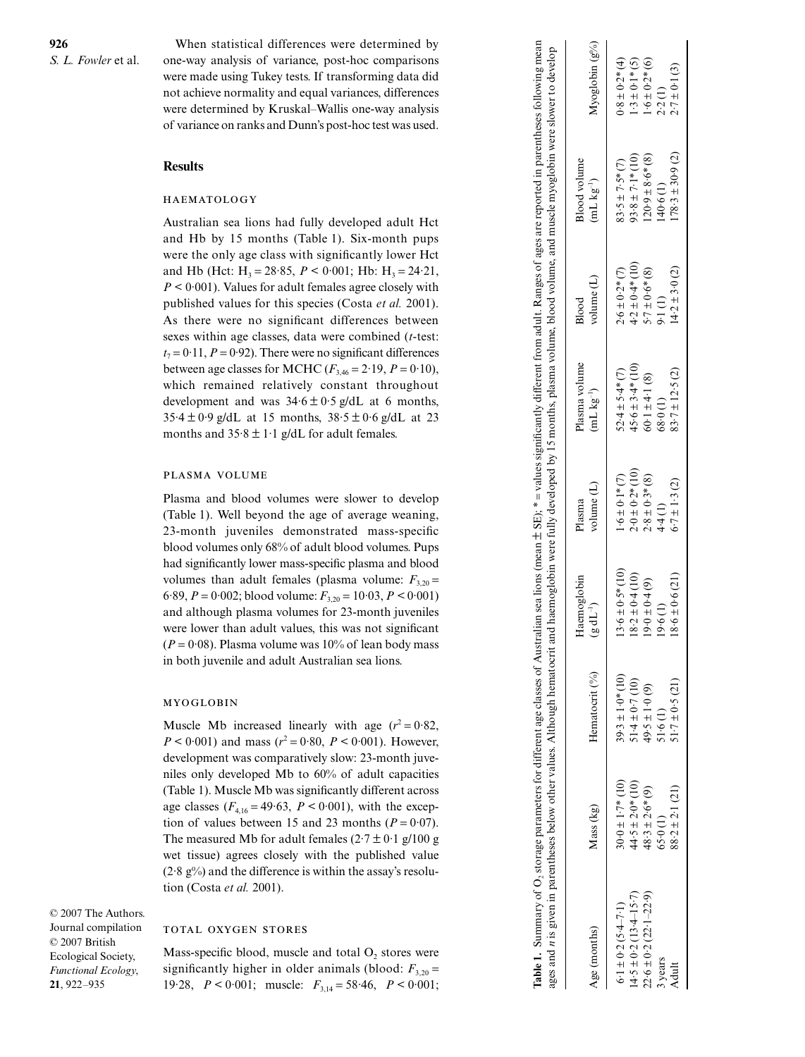When statistical differences were determined by one-way analysis of variance, post-hoc comparisons were made using Tukey tests. If transforming data did not achieve normality and equal variances, differences were determined by Kruskal–Wallis one-way analysis of variance on ranks and Dunn's post-hoc test was used.

## Results

### HAEMATOLOGY

Australian sea lions had fully developed adult Hct and Hb by 15 months (Table 1). Six-month pups were the only age class with significantly lower Hct and Hb (Hct: $H_3 = 28{\cdot}85$, $P < 0{\cdot}001$; Hb: $H_3 = 24{\cdot}21$, $P < 0{\cdot}001$). Values for adult females agree closely with published values for this species (Costa *et al.* 2001). As there were no significant differences between sexes within age classes, data were combined (*t*-test: $t_7 = 0{\cdot}11$, $P = 0{\cdot}92$). There were no significant differences between age classes for MCHC ($F_{3,46} = 2{\cdot}19$, $P = 0{\cdot}10$), which remained relatively constant throughout development and was 34·6 ± 0·5 g/dL at 6 months, 35·4 ± 0·9 g/dL at 15 months, 38·5 ± 0·6 g/dL at 23 months and 35·8 ± 1·1 g/dL for adult females.

### PLASMA VOLUME

Plasma and blood volumes were slower to develop (Table 1). Well beyond the age of average weaning, 23-month juveniles demonstrated mass-specific blood volumes only 68% of adult blood volumes. Pups had significantly lower mass-specific plasma and blood volumes than adult females (plasma volume: $F_{3,20} = 6{\cdot}89$, $P = 0{\cdot}002$; blood volume: $F_{3,20} = 10{\cdot}03$, $P < 0{\cdot}001$) and although plasma volumes for 23-month juveniles were lower than adult values, this was not significant ($P = 0{\cdot}08$). Plasma volume was 10% of lean body mass in both juvenile and adult Australian sea lions.

### MYOGLOBIN

Muscle Mb increased linearly with age ($r^2 = 0{\cdot}82$, $P < 0{\cdot}001$) and mass ($r^2 = 0{\cdot}80$, $P < 0{\cdot}001$). However, development was comparatively slow: 23-month juveniles only developed Mb to 60% of adult capacities (Table 1). Muscle Mb was significantly different across age classes ($F_{4,16} = 49{\cdot}63$, $P < 0{\cdot}001$), with the exception of values between 15 and 23 months ($P = 0{\cdot}07$). The measured Mb for adult females (2·7 ± 0·1 g/100 g wet tissue) agrees closely with the published value (2·8 g%) and the difference is within the assay's resolution (Costa *et al.* 2001).

### TOTAL OXYGEN STORES

Mass-specific blood, muscle and total $O_2$ stores were significantly higher in older animals (blood: $F_{3,20} = 19{\cdot}28$, $P < 0{\cdot}001$; muscle: $F_{3,14} = 58{\cdot}46$, $P < 0{\cdot}001$;

**Table 1.** Summary of $O_2$ storage parameters for different age classes of Australian sea lions (mean ± SE); * = values significantly different from adult. Ranges of ages are reported in parentheses following mean ages and *n* is given in parentheses below other values. Although hematocrit and haemoglobin were fully developed by 15 months, plasma volume, blood volume, and muscle myoglobin were slower to develop

| Age (months) | Mass (kg) | Hematocrit (%) | Haemoglobin (g dL$^{-1}$) | Plasma volume (L) | Plasma volume (mL kg$^{-1}$) | Blood volume (L) | Blood volume (mL kg$^{-1}$) | Myoglobin (g%) |
|---|---|---|---|---|---|---|---|---|
| 6·1 ± 0·2 (5·4–7·1) | 30·0 ± 1·7* (10) | 39·3 ± 1·0* (10) | 13·6 ± 0·5* (10) | 1·6 ± 0·1* (7) | 52·4 ± 5·4* (7) | 2·6 ± 0·2* (7) | 83·5 ± 7·5* (7) | 0·8 ± 0·2* (4) |
| 14·5 ± 0·2 (13·4–15·7) | 44·5 ± 2·0* (10) | 51·4 ± 0·7 (10) | 18·2 ± 0·4 (10) | 2·0 ± 0·2* (10) | 45·6 ± 3·4* (10) | 4·2 ± 0·4* (10) | 93·8 ± 7·1* (10) | 1·3 ± 0·1* (5) |
| 22·6 ± 0·2 (22·1–22·9) | 48·3 ± 2·6* (9) | 49·5 ± 1·0 (9) | 19·0 ± 0·4 (9) | 2·8 ± 0·3* (8) | 60·1 ± 4·1 (8) | 5·7 ± 0·6* (8) | 120·9 ± 8·6* (8) | 1·6 ± 0·2* (6) |
| 3 years | 65·0 (1) | 51·6 (1) | 19·6 (1) | 4·4 (1) | 68·0 (1) | 9·1 (1) | 140·6 (1) | 2·2 (1) |
| Adult | 88·2 ± 2·1 (21) | 51·7 ± 0·5 (21) | 18·6 ± 0·6 (21) | 6·7 ± 1·3 (2) | 83·7 ± 12·5 (2) | 14·2 ± 3·0 (2) | 178·3 ± 30·9 (2) | 2·7 ± 0·1 (3) |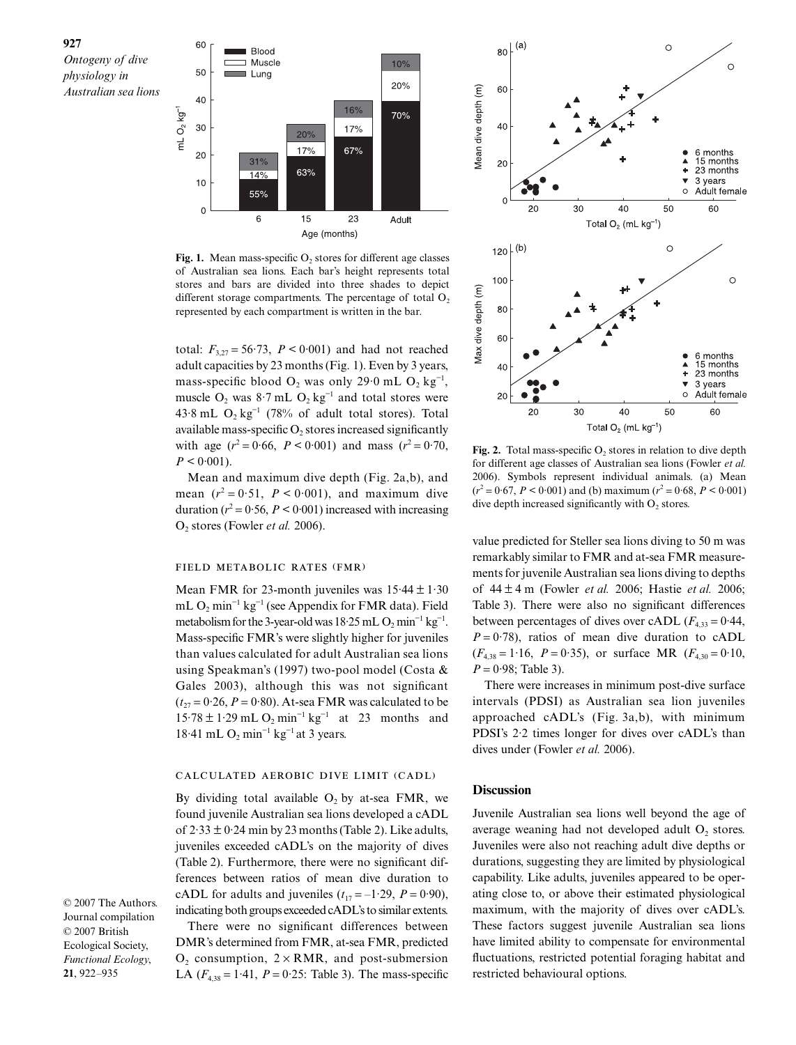Fig. 1. Mean mass-specific $O_2$ stores for different age classes of Australian sea lions. Each bar's height represents total stores and bars are divided into three shades to depict different storage compartments. The percentage of total $O_2$ represented by each compartment is written in the bar.

total: $F_{3,27} = 56{\cdot}73$, $P < 0{\cdot}001$) and had not reached adult capacities by 23 months (Fig. 1). Even by 3 years, mass-specific blood $O_2$ was only 29·0 mL $O_2$ kg$^{-1}$, muscle $O_2$ was 8·7 mL $O_2$ kg$^{-1}$ and total stores were 43·8 mL $O_2$ kg$^{-1}$ (78% of adult total stores). Total available mass-specific $O_2$ stores increased significantly with age ($r^2 = 0{\cdot}66$, $P < 0{\cdot}001$) and mass ($r^2 = 0{\cdot}70$, $P < 0{\cdot}001$).

Mean and maximum dive depth (Fig. 2a,b), and mean ($r^2 = 0{\cdot}51$, $P < 0{\cdot}001$), and maximum dive duration ($r^2 = 0{\cdot}56$, $P < 0{\cdot}001$) increased with increasing $O_2$ stores (Fowler *et al.* 2006).

### FIELD METABOLIC RATES (FMR)

Mean FMR for 23-month juveniles was 15·44 ± 1·30 mL $O_2$ min$^{-1}$ kg$^{-1}$ (see Appendix for FMR data). Field metabolism for the 3-year-old was 18·25 mL $O_2$ min$^{-1}$ kg$^{-1}$. Mass-specific FMR's were slightly higher for juveniles than values calculated for adult Australian sea lions using Speakman's (1997) two-pool model (Costa & Gales 2003), although this was not significant ($t_{27} = 0{\cdot}26$, $P = 0{\cdot}80$). At-sea FMR was calculated to be 15·78 ± 1·29 mL $O_2$ min$^{-1}$ kg$^{-1}$ at 23 months and 18·41 mL $O_2$ min$^{-1}$ kg$^{-1}$ at 3 years.

### CALCULATED AEROBIC DIVE LIMIT (cADL)

By dividing total available $O_2$ by at-sea FMR, we found juvenile Australian sea lions developed a cADL of 2·33 ± 0·24 min by 23 months (Table 2). Like adults, juveniles exceeded cADL's on the majority of dives (Table 2). Furthermore, there were no significant differences between ratios of mean dive duration to cADL for adults and juveniles ($t_{17} = -1{\cdot}29$, $P = 0{\cdot}90$), indicating both groups exceeded cADL's to similar extents.

There were no significant differences between DMR's determined from FMR, at-sea FMR, predicted $O_2$ consumption, 2 × RMR, and post-submersion LA ($F_{4,38} = 1{\cdot}41$, $P = 0{\cdot}25$: Table 3). The mass-specific

Fig. 2. Total mass-specific $O_2$ stores in relation to dive depth for different age classes of Australian sea lions (Fowler *et al.* 2006). Symbols represent individual animals. (a) Mean ($r^2 = 0{\cdot}67$, $P < 0{\cdot}001$) and (b) maximum ($r^2 = 0{\cdot}68$, $P < 0{\cdot}001$) dive depth increased significantly with $O_2$ stores.

value predicted for Steller sea lions diving to 50 m was remarkably similar to FMR and at-sea FMR measurements for juvenile Australian sea lions diving to depths of 44 ± 4 m (Fowler *et al.* 2006; Hastie *et al.* 2006; Table 3). There were also no significant differences between percentages of dives over cADL ($F_{4,33} = 0{\cdot}44$, $P = 0{\cdot}78$), ratios of mean dive duration to cADL ($F_{4,38} = 1{\cdot}16$, $P = 0{\cdot}35$), or surface MR ($F_{4,30} = 0{\cdot}10$, $P = 0{\cdot}98$; Table 3).

There were increases in minimum post-dive surface intervals (PDSI) as Australian sea lion juveniles approached cADL's (Fig. 3a,b), with minimum PDSI's 2·2 times longer for dives over cADL's than dives under (Fowler *et al.* 2006).

## Discussion

Juvenile Australian sea lions well beyond the age of average weaning had not developed adult $O_2$ stores. Juveniles were also not reaching adult dive depths or durations, suggesting they are limited by physiological capability. Like adults, juveniles appeared to be operating close to, or above their estimated physiological maximum, with the majority of dives over cADL's. These factors suggest juvenile Australian sea lions have limited ability to compensate for environmental fluctuations, restricted potential foraging habitat and restricted behavioural options.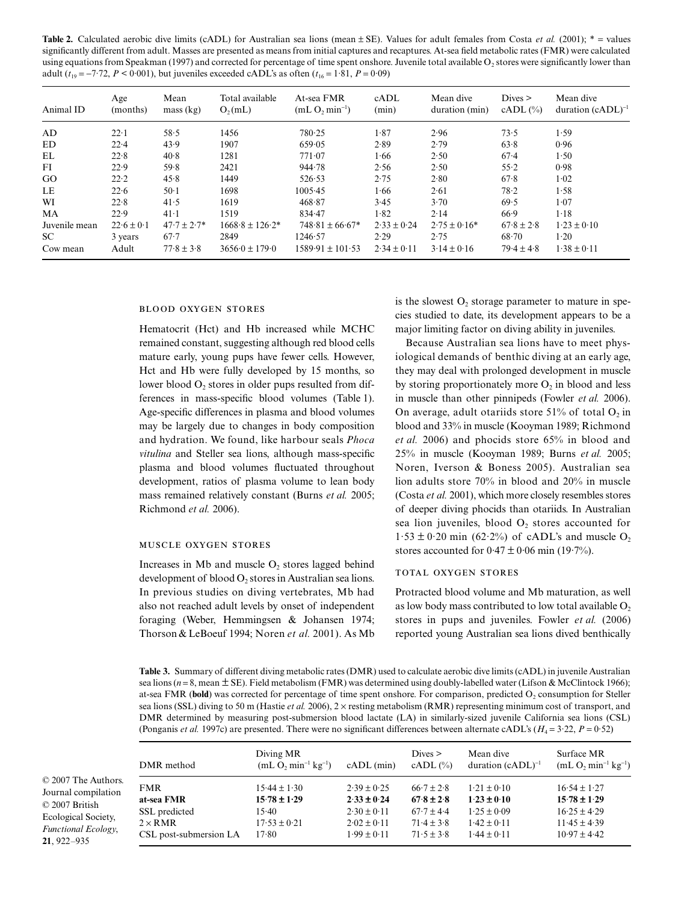**Table 2.** Calculated aerobic dive limits (cADL) for Australian sea lions (mean ± SE). Values for adult females from Costa *et al.* (2001); * = values significantly different from adult. Masses are presented as means from initial captures and recaptures. At-sea field metabolic rates (FMR) were calculated using equations from Speakman (1997) and corrected for percentage of time spent onshore. Juvenile total available $O_2$ stores were significantly lower than adult ($t_{19} = -7{\cdot}72$, $P < 0{\cdot}001$), but juveniles exceeded cADL's as often ($t_{16} = 1{\cdot}81$, $P = 0{\cdot}09$)

| Animal ID | Age (months) | Mean mass (kg) | Total available $O_2$ (mL) | At-sea FMR (mL $O_2$ min$^{-1}$) | cADL (min) | Mean dive duration (min) | Dives > cADL (%) | Mean dive duration (cADL)$^{-1}$ |
|---|---|---|---|---|---|---|---|---|
| AD | 22·1 | 58·5 | 1456 | 780·25 | 1·87 | 2·96 | 73·5 | 1·59 |
| ED | 22·4 | 43·9 | 1907 | 659·05 | 2·89 | 2·79 | 63·8 | 0·96 |
| EL | 22·8 | 40·8 | 1281 | 771·07 | 1·66 | 2·50 | 67·4 | 1·50 |
| FI | 22·9 | 59·8 | 2421 | 944·78 | 2·56 | 2·50 | 55·2 | 0·98 |
| GO | 22·2 | 45·8 | 1449 | 526·53 | 2·75 | 2·80 | 67·8 | 1·02 |
| LE | 22·6 | 50·1 | 1698 | 1005·45 | 1·66 | 2·61 | 78·2 | 1·58 |
| WI | 22·8 | 41·5 | 1619 | 468·87 | 3·45 | 3·70 | 69·5 | 1·07 |
| MA | 22·9 | 41·1 | 1519 | 834·47 | 1·82 | 2·14 | 66·9 | 1·18 |
| Juvenile mean | 22·6 ± 0·1 | 47·7 ± 2·7* | 1668·8 ± 126·2* | 748·81 ± 66·67* | 2·33 ± 0·24 | 2·75 ± 0·16* | 67·8 ± 2·8 | 1·23 ± 0·10 |
| SC | 3 years | 67·7 | 2849 | 1246·57 | 2·29 | 2·75 | 68·70 | 1·20 |
| Cow mean | Adult | 77·8 ± 3·8 | 3656·0 ± 179·0 | 1589·91 ± 101·53 | 2·34 ± 0·11 | 3·14 ± 0·16 | 79·4 ± 4·8 | 1·38 ± 0·11 |

### BLOOD OXYGEN STORES

Hematocrit (Hct) and Hb increased while MCHC remained constant, suggesting although red blood cells mature early, young pups have fewer cells. However, Hct and Hb were fully developed by 15 months, so lower blood $O_2$ stores in older pups resulted from differences in mass-specific blood volumes (Table 1). Age-specific differences in plasma and blood volumes may be largely due to changes in body composition and hydration. We found, like harbour seals *Phoca vitulina* and Steller sea lions, although mass-specific plasma and blood volumes fluctuated throughout development, ratios of plasma volume to lean body mass remained relatively constant (Burns *et al.* 2005; Richmond *et al.* 2006).

### MUSCLE OXYGEN STORES

Increases in Mb and muscle $O_2$ stores lagged behind development of blood $O_2$ stores in Australian sea lions. In previous studies on diving vertebrates, Mb had also not reached adult levels by onset of independent foraging (Weber, Hemmingsen & Johansen 1974; Thorson & LeBoeuf 1994; Noren *et al.* 2001). As Mb is the slowest $O_2$ storage parameter to mature in species studied to date, its development appears to be a major limiting factor on diving ability in juveniles.

Because Australian sea lions have to meet physiological demands of benthic diving at an early age, they may deal with prolonged development in muscle by storing proportionately more $O_2$ in blood and less in muscle than other pinnipeds (Fowler *et al.* 2006). On average, adult otariids store 51% of total $O_2$ in blood and 33% in muscle (Kooyman 1989; Richmond *et al.* 2006) and phocids store 65% in blood and 25% in muscle (Kooyman 1989; Burns *et al.* 2005; Noren, Iverson & Boness 2005). Australian sea lion adults store 70% in blood and 20% in muscle (Costa *et al.* 2001), which more closely resembles stores of deeper diving phocids than otariids. In Australian sea lion juveniles, blood $O_2$ stores accounted for 1·53 ± 0·20 min (62·2%) of cADL's and muscle $O_2$ stores accounted for 0·47 ± 0·06 min (19·7%).

### TOTAL OXYGEN STORES

Protracted blood volume and Mb maturation, as well as low body mass contributed to low total available $O_2$ stores in pups and juveniles. Fowler *et al.* (2006) reported young Australian sea lions dived benthically

**Table 3.** Summary of different diving metabolic rates (DMR) used to calculate aerobic dive limits (cADL) in juvenile Australian sea lions ($n = 8$, mean ± SE). Field metabolism (FMR) was determined using doubly-labelled water (Lifson & McClintock 1966); at-sea FMR (**bold**) was corrected for percentage of time spent onshore. For comparison, predicted $O_2$ consumption for Steller sea lions (SSL) diving to 50 m (Hastie *et al.* 2006), 2 × resting metabolism (RMR) representing minimum cost of transport, and DMR determined by measuring post-submersion blood lactate (LA) in similarly-sized juvenile California sea lions (CSL) (Ponganis *et al.* 1997c) are presented. There were no significant differences between alternate cADL's ($H_4 = 3{\cdot}22$, $P = 0{\cdot}52$)

| DMR method | Diving MR (mL $O_2$ min$^{-1}$ kg$^{-1}$) | cADL (min) | Dives > cADL (%) | Mean dive duration (cADL)$^{-1}$ | Surface MR (mL $O_2$ min$^{-1}$ kg$^{-1}$) |
|---|---|---|---|---|---|
| FMR | 15·44 ± 1·30 | 2·39 ± 0·25 | 66·7 ± 2·8 | 1·21 ± 0·10 | 16·54 ± 1·27 |
| **at-sea FMR** | **15·78 ± 1·29** | **2·33 ± 0·24** | **67·8 ± 2·8** | **1·23 ± 0·10** | **15·78 ± 1·29** |
| SSL predicted | 15·40 | 2·30 ± 0·11 | 67·7 ± 4·4 | 1·25 ± 0·09 | 16·25 ± 4·29 |
| 2 × RMR | 17·53 ± 0·21 | 2·02 ± 0·11 | 71·4 ± 3·8 | 1·42 ± 0·11 | 11·45 ± 4·39 |
| CSL post-submersion LA | 17·80 | 1·99 ± 0·11 | 71·5 ± 3·8 | 1·44 ± 0·11 | 10·97 ± 4·42 |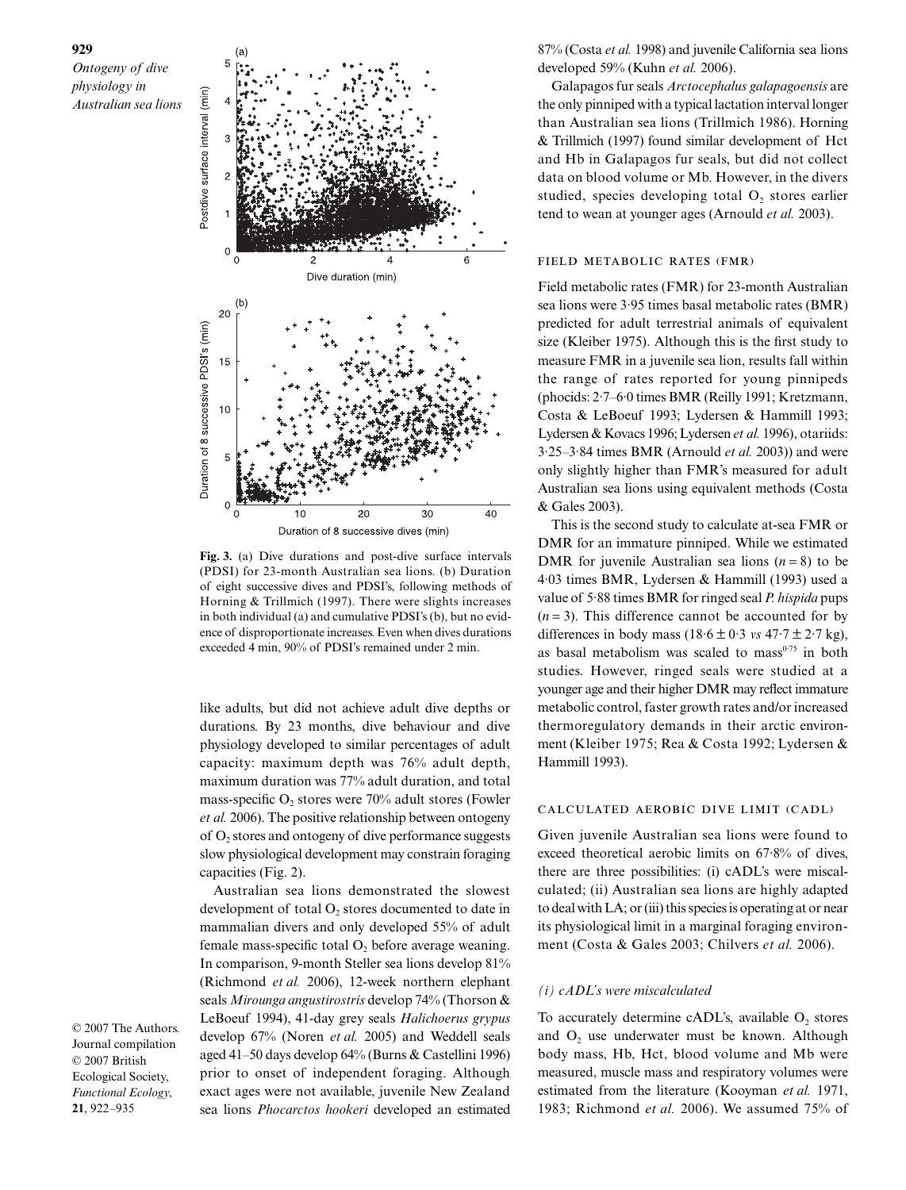**Fig. 3.** (a) Dive durations and post-dive surface intervals (PDSI) for 23-month Australian sea lions. (b) Duration of eight successive dives and PDSI's, following methods of Horning & Trillmich (1997). There were slights increases in both individual (a) and cumulative PDSI's (b), but no evidence of disproportionate increases. Even when dives durations exceeded 4 min, 90% of PDSI's remained under 2 min.

like adults, but did not achieve adult dive depths or durations. By 23 months, dive behaviour and dive physiology developed to similar percentages of adult capacity: maximum depth was 76% adult depth, maximum duration was 77% adult duration, and total mass-specific $O_2$ stores were 70% adult stores (Fowler *et al.* 2006). The positive relationship between ontogeny of $O_2$ stores and ontogeny of dive performance suggests slow physiological development may constrain foraging capacities (Fig. 2).

Australian sea lions demonstrated the slowest development of total $O_2$ stores documented to date in mammalian divers and only developed 55% of adult female mass-specific total $O_2$ before average weaning. In comparison, 9-month Steller sea lions develop 81% (Richmond *et al.* 2006), 12-week northern elephant seals *Mirounga angustirostris* develop 74% (Thorson & LeBoeuf 1994), 41-day grey seals *Halichoerus grypus* develop 67% (Noren *et al.* 2005) and Weddell seals aged 41–50 days develop 64% (Burns & Castellini 1996) prior to onset of independent foraging. Although exact ages were not available, juvenile New Zealand sea lions *Phocarctos hookeri* developed an estimated 87% (Costa *et al.* 1998) and juvenile California sea lions developed 59% (Kuhn *et al.* 2006).

Galapagos fur seals *Arctocephalus galapagoensis* are the only pinniped with a typical lactation interval longer than Australian sea lions (Trillmich 1986). Horning & Trillmich (1997) found similar development of Hct and Hb in Galapagos fur seals, but did not collect data on blood volume or Mb. However, in the divers studied, species developing total $O_2$ stores earlier tend to wean at younger ages (Arnould *et al.* 2003).

## FIELD METABOLIC RATES (FMR)

Field metabolic rates (FMR) for 23-month Australian sea lions were 3·95 times basal metabolic rates (BMR) predicted for adult terrestrial animals of equivalent size (Kleiber 1975). Although this is the first study to measure FMR in a juvenile sea lion, results fall within the range of rates reported for young pinnipeds (phocids: 2·7–6·0 times BMR (Reilly 1991; Kretzmann, Costa & LeBoeuf 1993; Lydersen & Hammill 1993; Lydersen & Kovacs 1996; Lydersen *et al.* 1996), otariids: 3·25–3·84 times BMR (Arnould *et al.* 2003)) and were only slightly higher than FMR's measured for adult Australian sea lions using equivalent methods (Costa & Gales 2003).

This is the second study to calculate at-sea FMR or DMR for an immature pinniped. While we estimated DMR for juvenile Australian sea lions ($n = 8$) to be 4·03 times BMR, Lydersen & Hammill (1993) used a value of 5·88 times BMR for ringed seal *P. hispida* pups ($n = 3$). This difference cannot be accounted for by differences in body mass ($18{\cdot}6 \pm 0{\cdot}3$ *vs* $47{\cdot}7 \pm 2{\cdot}7$ kg), as basal metabolism was scaled to mass$^{0{\cdot}75}$ in both studies. However, ringed seals were studied at a younger age and their higher DMR may reflect immature metabolic control, faster growth rates and/or increased thermoregulatory demands in their arctic environment (Kleiber 1975; Rea & Costa 1992; Lydersen & Hammill 1993).

## CALCULATED AEROBIC DIVE LIMIT (CADL)

Given juvenile Australian sea lions were found to exceed theoretical aerobic limits on 67·8% of dives, there are three possibilities: (i) cADL's were miscalculated; (ii) Australian sea lions are highly adapted to deal with LA; or (iii) this species is operating at or near its physiological limit in a marginal foraging environment (Costa & Gales 2003; Chilvers *et al.* 2006).

### *(i) cADL's were miscalculated*

To accurately determine cADL's, available $O_2$ stores and $O_2$ use underwater must be known. Although body mass, Hb, Hct, blood volume and Mb were measured, muscle mass and respiratory volumes were estimated from the literature (Kooyman *et al.* 1971, 1983; Richmond *et al.* 2006). We assumed 75% of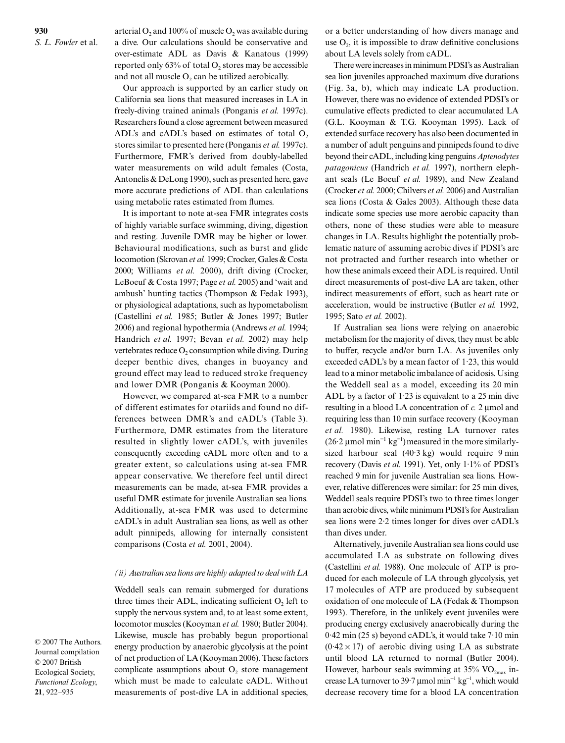arterial $O_2$ and 100% of muscle $O_2$ was available during a dive. Our calculations should be conservative and over-estimate ADL as Davis & Kanatous (1999) reported only 63% of total $O_2$ stores may be accessible and not all muscle $O_2$ can be utilized aerobically.

Our approach is supported by an earlier study on California sea lions that measured increases in LA in freely-diving trained animals (Ponganis *et al.* 1997c). Researchers found a close agreement between measured ADL's and cADL's based on estimates of total $O_2$ stores similar to presented here (Ponganis *et al.* 1997c). Furthermore, FMR's derived from doubly-labelled water measurements on wild adult females (Costa, Antonelis & DeLong 1990), such as presented here, gave more accurate predictions of ADL than calculations using metabolic rates estimated from flumes.

It is important to note at-sea FMR integrates costs of highly variable surface swimming, diving, digestion and resting. Juvenile DMR may be higher or lower. Behavioural modifications, such as burst and glide locomotion (Skrovan *et al.* 1999; Crocker, Gales & Costa 2000; Williams *et al.* 2000), drift diving (Crocker, LeBoeuf & Costa 1997; Page *et al.* 2005) and 'wait and ambush' hunting tactics (Thompson & Fedak 1993), or physiological adaptations, such as hypometabolism (Castellini *et al.* 1985; Butler & Jones 1997; Butler 2006) and regional hypothermia (Andrews *et al.* 1994; Handrich *et al.* 1997; Bevan *et al.* 2002) may help vertebrates reduce $O_2$ consumption while diving. During deeper benthic dives, changes in buoyancy and ground effect may lead to reduced stroke frequency and lower DMR (Ponganis & Kooyman 2000).

However, we compared at-sea FMR to a number of different estimates for otariids and found no differences between DMR's and cADL's (Table 3). Furthermore, DMR estimates from the literature resulted in slightly lower cADL's, with juveniles consequently exceeding cADL more often and to a greater extent, so calculations using at-sea FMR appear conservative. We therefore feel until direct measurements can be made, at-sea FMR provides a useful DMR estimate for juvenile Australian sea lions. Additionally, at-sea FMR was used to determine cADL's in adult Australian sea lions, as well as other adult pinnipeds, allowing for internally consistent comparisons (Costa *et al.* 2001, 2004).

### *(ii) Australian sea lions are highly adapted to deal with LA*

Weddell seals can remain submerged for durations three times their ADL, indicating sufficient $O_2$ left to supply the nervous system and, to at least some extent, locomotor muscles (Kooyman *et al.* 1980; Butler 2004). Likewise, muscle has probably begun proportional energy production by anaerobic glycolysis at the point of net production of LA (Kooyman 2006). These factors complicate assumptions about $O_2$ store management which must be made to calculate cADL. Without measurements of post-dive LA in additional species, or a better understanding of how divers manage and use $O_2$, it is impossible to draw definitive conclusions about LA levels solely from cADL.

There were increases in minimum PDSI's as Australian sea lion juveniles approached maximum dive durations (Fig. 3a, b), which may indicate LA production. However, there was no evidence of extended PDSI's or cumulative effects predicted to clear accumulated LA (G.L. Kooyman & T.G. Kooyman 1995). Lack of extended surface recovery has also been documented in a number of adult penguins and pinnipeds found to dive beyond their cADL, including king penguins *Aptenodytes patagonicus* (Handrich *et al.* 1997), northern elephant seals (Le Boeuf *et al.* 1989), and New Zealand (Crocker *et al.* 2000; Chilvers *et al.* 2006) and Australian sea lions (Costa & Gales 2003). Although these data indicate some species use more aerobic capacity than others, none of these studies were able to measure changes in LA. Results highlight the potentially problematic nature of assuming aerobic dives if PDSI's are not protracted and further research into whether or how these animals exceed their ADL is required. Until direct measurements of post-dive LA are taken, other indirect measurements of effort, such as heart rate or acceleration, would be instructive (Butler *et al.* 1992, 1995; Sato *et al.* 2002).

If Australian sea lions were relying on anaerobic metabolism for the majority of dives, they must be able to buffer, recycle and/or burn LA. As juveniles only exceeded cADL's by a mean factor of 1·23, this would lead to a minor metabolic imbalance of acidosis. Using the Weddell seal as a model, exceeding its 20 min ADL by a factor of 1·23 is equivalent to a 25 min dive resulting in a blood LA concentration of *c.* 2 μmol and requiring less than 10 min surface recovery (Kooyman *et al.* 1980). Likewise, resting LA turnover rates (26·2 μmol $min^{-1}$ $kg^{-1}$) measured in the more similarly-sized harbour seal (40·3 kg) would require 9 min recovery (Davis *et al.* 1991). Yet, only 1·1% of PDSI's reached 9 min for juvenile Australian sea lions. However, relative differences were similar: for 25 min dives, Weddell seals require PDSI's two to three times longer than aerobic dives, while minimum PDSI's for Australian sea lions were 2·2 times longer for dives over cADL's than dives under.

Alternatively, juvenile Australian sea lions could use accumulated LA as substrate on following dives (Castellini *et al.* 1988). One molecule of ATP is produced for each molecule of LA through glycolysis, yet 17 molecules of ATP are produced by subsequent oxidation of one molecule of LA (Fedak & Thompson 1993). Therefore, in the unlikely event juveniles were producing energy exclusively anaerobically during the 0·42 min (25 s) beyond cADL's, it would take 7·10 min ($0·42 \times 17$) of aerobic diving using LA as substrate until blood LA returned to normal (Butler 2004). However, harbour seals swimming at 35% $VO_{2max}$ increase LA turnover to 39·7 μmol $min^{-1}$ $kg^{-1}$, which would decrease recovery time for a blood LA concentration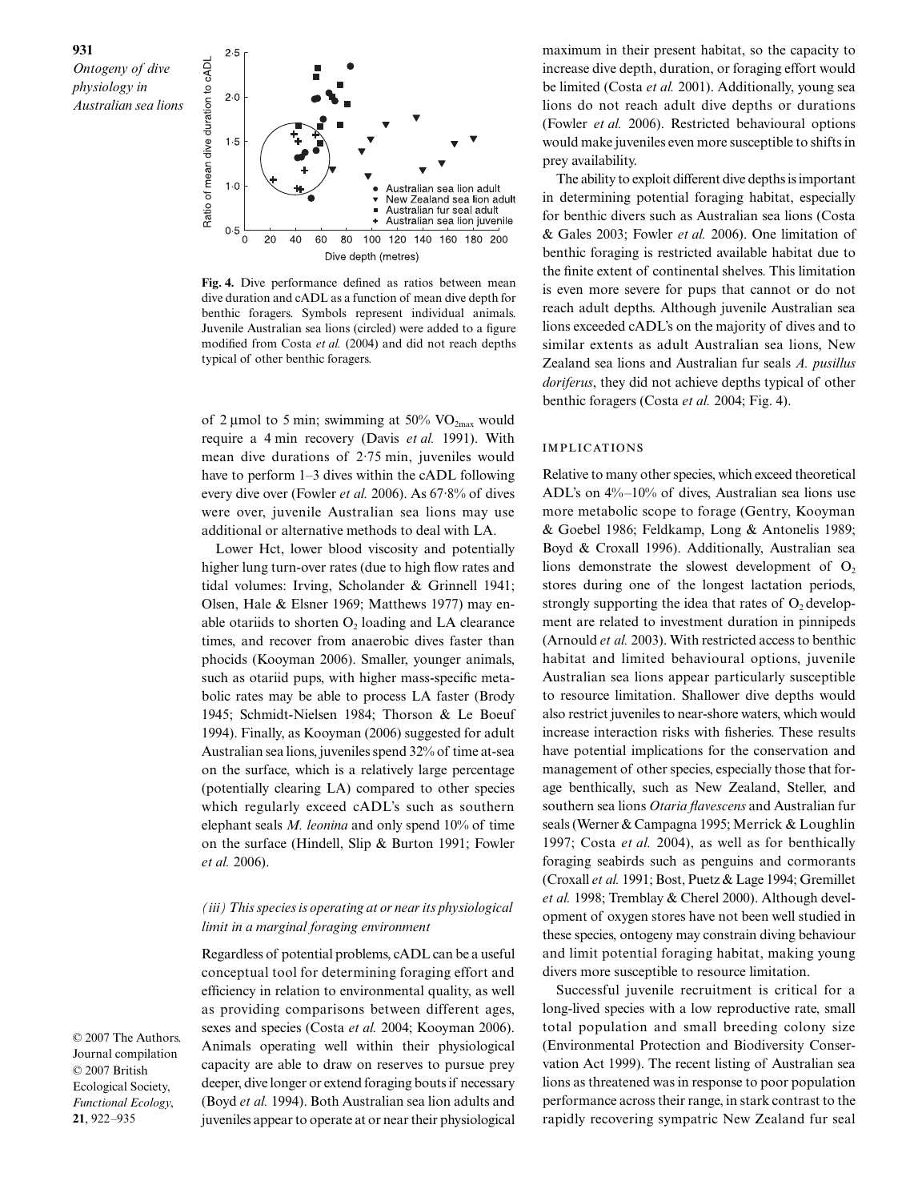**Fig. 4.** Dive performance defined as ratios between mean dive duration and cADL as a function of mean dive depth for benthic foragers. Symbols represent individual animals. Juvenile Australian sea lions (circled) were added to a figure modified from Costa *et al.* (2004) and did not reach depths typical of other benthic foragers.

of 2 μmol to 5 min; swimming at 50% $VO_{2max}$ would require a 4 min recovery (Davis *et al.* 1991). With mean dive durations of 2·75 min, juveniles would have to perform 1–3 dives within the cADL following every dive over (Fowler *et al.* 2006). As 67·8% of dives were over, juvenile Australian sea lions may use additional or alternative methods to deal with LA.

Lower Hct, lower blood viscosity and potentially higher lung turn-over rates (due to high flow rates and tidal volumes: Irving, Scholander & Grinnell 1941; Olsen, Hale & Elsner 1969; Matthews 1977) may enable otariids to shorten $O_2$ loading and LA clearance times, and recover from anaerobic dives faster than phocids (Kooyman 2006). Smaller, younger animals, such as otariid pups, with higher mass-specific metabolic rates may be able to process LA faster (Brody 1945; Schmidt-Nielsen 1984; Thorson & Le Boeuf 1994). Finally, as Kooyman (2006) suggested for adult Australian sea lions, juveniles spend 32% of time at-sea on the surface, which is a relatively large percentage (potentially clearing LA) compared to other species which regularly exceed cADL's such as southern elephant seals *M. leonina* and only spend 10% of time on the surface (Hindell, Slip & Burton 1991; Fowler *et al.* 2006).

### *(iii) This species is operating at or near its physiological limit in a marginal foraging environment*

Regardless of potential problems, cADL can be a useful conceptual tool for determining foraging effort and efficiency in relation to environmental quality, as well as providing comparisons between different ages, sexes and species (Costa *et al.* 2004; Kooyman 2006). Animals operating well within their physiological capacity are able to draw on reserves to pursue prey deeper, dive longer or extend foraging bouts if necessary (Boyd *et al.* 1994). Both Australian sea lion adults and juveniles appear to operate at or near their physiological maximum in their present habitat, so the capacity to increase dive depth, duration, or foraging effort would be limited (Costa *et al.* 2001). Additionally, young sea lions do not reach adult dive depths or durations (Fowler *et al.* 2006). Restricted behavioural options would make juveniles even more susceptible to shifts in prey availability.

The ability to exploit different dive depths is important in determining potential foraging habitat, especially for benthic divers such as Australian sea lions (Costa & Gales 2003; Fowler *et al.* 2006). One limitation of benthic foraging is restricted available habitat due to the finite extent of continental shelves. This limitation is even more severe for pups that cannot or do not reach adult depths. Although juvenile Australian sea lions exceeded cADL's on the majority of dives and to similar extents as adult Australian sea lions, New Zealand sea lions and Australian fur seals *A. pusillus doriferus*, they did not achieve depths typical of other benthic foragers (Costa *et al.* 2004; Fig. 4).

## IMPLICATIONS

Relative to many other species, which exceed theoretical ADL's on 4%–10% of dives, Australian sea lions use more metabolic scope to forage (Gentry, Kooyman & Goebel 1986; Feldkamp, Long & Antonelis 1989; Boyd & Croxall 1996). Additionally, Australian sea lions demonstrate the slowest development of $O_2$ stores during one of the longest lactation periods, strongly supporting the idea that rates of $O_2$ development are related to investment duration in pinnipeds (Arnould *et al.* 2003). With restricted access to benthic habitat and limited behavioural options, juvenile Australian sea lions appear particularly susceptible to resource limitation. Shallower dive depths would also restrict juveniles to near-shore waters, which would increase interaction risks with fisheries. These results have potential implications for the conservation and management of other species, especially those that forage benthically, such as New Zealand, Steller, and southern sea lions *Otaria flavescens* and Australian fur seals (Werner & Campagna 1995; Merrick & Loughlin 1997; Costa *et al.* 2004), as well as for benthically foraging seabirds such as penguins and cormorants (Croxall *et al.* 1991; Bost, Puetz & Lage 1994; Gremillet *et al.* 1998; Tremblay & Cherel 2000). Although development of oxygen stores have not been well studied in these species, ontogeny may constrain diving behaviour and limit potential foraging habitat, making young divers more susceptible to resource limitation.

Successful juvenile recruitment is critical for a long-lived species with a low reproductive rate, small total population and small breeding colony size (Environmental Protection and Biodiversity Conservation Act 1999). The recent listing of Australian sea lions as threatened was in response to poor population performance across their range, in stark contrast to the rapidly recovering sympatric New Zealand fur seal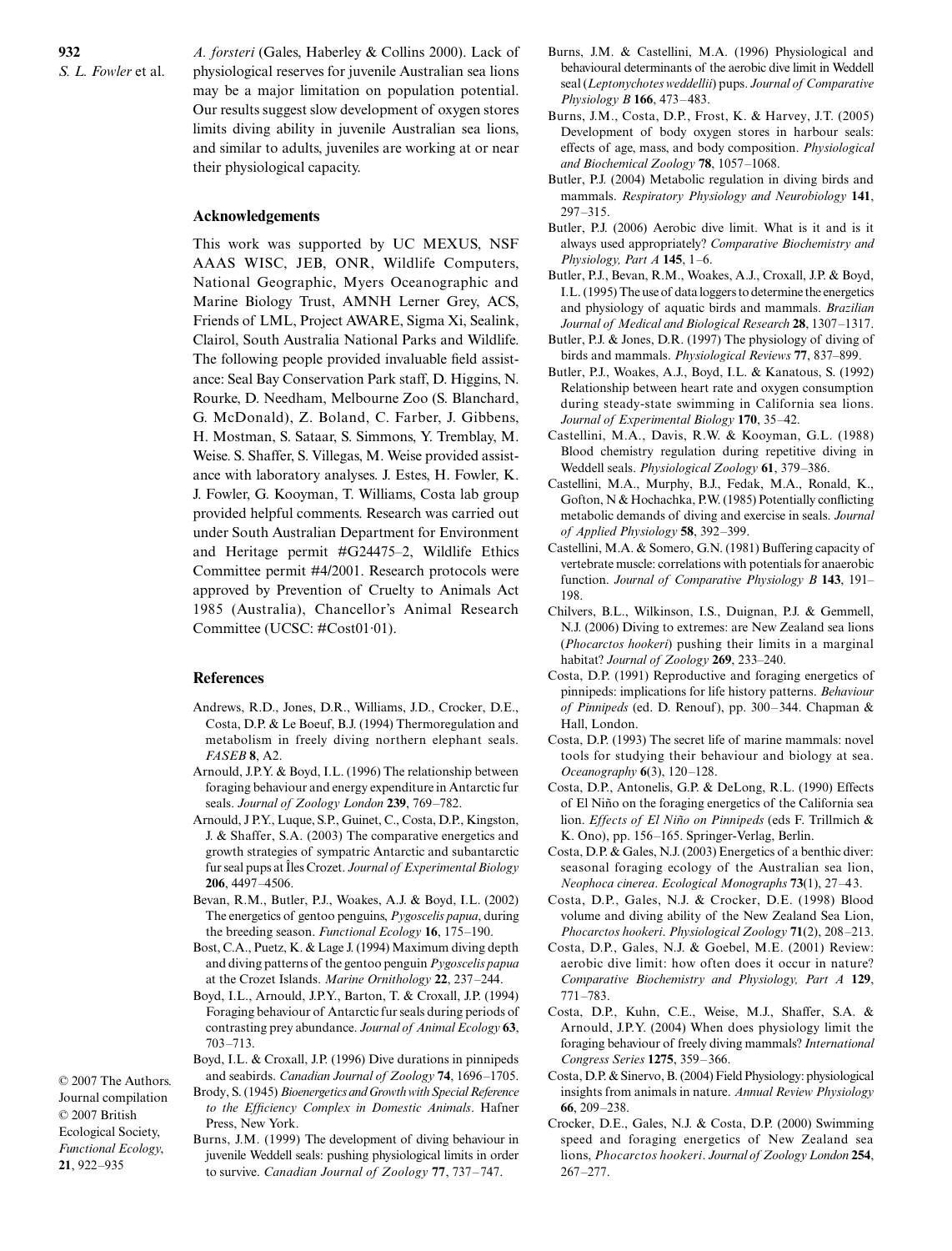*A. forsteri* (Gales, Haberley & Collins 2000). Lack of physiological reserves for juvenile Australian sea lions may be a major limitation on population potential. Our results suggest slow development of oxygen stores limits diving ability in juvenile Australian sea lions, and similar to adults, juveniles are working at or near their physiological capacity.

## Acknowledgements

This work was supported by UC MEXUS, NSF AAAS WISC, JEB, ONR, Wildlife Computers, National Geographic, Myers Oceanographic and Marine Biology Trust, AMNH Lerner Grey, ACS, Friends of LML, Project AWARE, Sigma Xi, Sealink, Clairol, South Australia National Parks and Wildlife. The following people provided invaluable field assistance: Seal Bay Conservation Park staff, D. Higgins, N. Rourke, D. Needham, Melbourne Zoo (S. Blanchard, G. McDonald), Z. Boland, C. Farber, J. Gibbens, H. Mostman, S. Sataar, S. Simmons, Y. Tremblay, M. Weise. S. Shaffer, S. Villegas, M. Weise provided assistance with laboratory analyses. J. Estes, H. Fowler, K. J. Fowler, G. Kooyman, T. Williams, Costa lab group provided helpful comments. Research was carried out under South Australian Department for Environment and Heritage permit #G24475–2, Wildlife Ethics Committee permit #4/2001. Research protocols were approved by Prevention of Cruelty to Animals Act 1985 (Australia), Chancellor's Animal Research Committee (UCSC: #Cost01·01).

## References

Andrews, R.D., Jones, D.R., Williams, J.D., Crocker, D.E., Costa, D.P. & Le Boeuf, B.J. (1994) Thermoregulation and metabolism in freely diving northern elephant seals. *FASEB* **8**, A2.

Arnould, J.P.Y. & Boyd, I.L. (1996) The relationship between foraging behaviour and energy expenditure in Antarctic fur seals. *Journal of Zoology London* **239**, 769–782.

Arnould, J.P.Y., Luque, S.P., Guinet, C., Costa, D.P., Kingston, J. & Shaffer, S.A. (2003) The comparative energetics and growth strategies of sympatric Antarctic and subantarctic fur seal pups at Îles Crozet. *Journal of Experimental Biology* **206**, 4497–4506.

Bevan, R.M., Butler, P.J., Woakes, A.J. & Boyd, I.L. (2002) The energetics of gentoo penguins, *Pygoscelis papua*, during the breeding season. *Functional Ecology* **16**, 175–190.

Bost, C.A., Puetz, K. & Lage J. (1994) Maximum diving depth and diving patterns of the gentoo penguin *Pygoscelis papua* at the Crozet Islands. *Marine Ornithology* **22**, 237–244.

Boyd, I.L., Arnould, J.P.Y., Barton, T. & Croxall, J.P. (1994) Foraging behaviour of Antarctic fur seals during periods of contrasting prey abundance. *Journal of Animal Ecology* **63**, 703–713.

Boyd, I.L. & Croxall, J.P. (1996) Dive durations in pinnipeds and seabirds. *Canadian Journal of Zoology* **74**, 1696–1705.

Brody, S. (1945) *Bioenergetics and Growth with Special Reference to the Efficiency Complex in Domestic Animals*. Hafner Press, New York.

Burns, J.M. (1999) The development of diving behaviour in juvenile Weddell seals: pushing physiological limits in order to survive. *Canadian Journal of Zoology* **77**, 737–747.

Burns, J.M. & Castellini, M.A. (1996) Physiological and behavioural determinants of the aerobic dive limit in Weddell seal (*Leptonychotes weddellii*) pups. *Journal of Comparative Physiology B* **166**, 473–483.

Burns, J.M., Costa, D.P., Frost, K. & Harvey, J.T. (2005) Development of body oxygen stores in harbour seals: effects of age, mass, and body composition. *Physiological and Biochemical Zoology* **78**, 1057–1068.

Butler, P.J. (2004) Metabolic regulation in diving birds and mammals. *Respiratory Physiology and Neurobiology* **141**, 297–315.

Butler, P.J. (2006) Aerobic dive limit. What is it and is it always used appropriately? *Comparative Biochemistry and Physiology, Part A* **145**, 1–6.

Butler, P.J., Bevan, R.M., Woakes, A.J., Croxall, J.P. & Boyd, I.L. (1995) The use of data loggers to determine the energetics and physiology of aquatic birds and mammals. *Brazilian Journal of Medical and Biological Research* **28**, 1307–1317.

Butler, P.J. & Jones, D.R. (1997) The physiology of diving of birds and mammals. *Physiological Reviews* **77**, 837–899.

Butler, P.J., Woakes, A.J., Boyd, I.L. & Kanatous, S. (1992) Relationship between heart rate and oxygen consumption during steady-state swimming in California sea lions. *Journal of Experimental Biology* **170**, 35–42.

Castellini, M.A., Davis, R.W. & Kooyman, G.L. (1988) Blood chemistry regulation during repetitive diving in Weddell seals. *Physiological Zoology* **61**, 379–386.

Castellini, M.A., Murphy, B.J., Fedak, M.A., Ronald, K., Gofton, N & Hochachka, P.W. (1985) Potentially conflicting metabolic demands of diving and exercise in seals. *Journal of Applied Physiology* **58**, 392–399.

Castellini, M.A. & Somero, G.N. (1981) Buffering capacity of vertebrate muscle: correlations with potentials for anaerobic function. *Journal of Comparative Physiology B* **143**, 191–198.

Chilvers, B.L., Wilkinson, I.S., Duignan, P.J. & Gemmell, N.J. (2006) Diving to extremes: are New Zealand sea lions (*Phocarctos hookeri*) pushing their limits in a marginal habitat? *Journal of Zoology* **269**, 233–240.

Costa, D.P. (1991) Reproductive and foraging energetics of pinnipeds: implications for life history patterns. *Behaviour of Pinnipeds* (ed. D. Renouf), pp. 300–344. Chapman & Hall, London.

Costa, D.P. (1993) The secret life of marine mammals: novel tools for studying their behaviour and biology at sea. *Oceanography* **6**(3), 120–128.

Costa, D.P., Antonelis, G.P. & DeLong, R.L. (1990) Effects of El Niño on the foraging energetics of the California sea lion. *Effects of El Niño on Pinnipeds* (eds F. Trillmich & K. Ono), pp. 156–165. Springer-Verlag, Berlin.

Costa, D.P. & Gales, N.J. (2003) Energetics of a benthic diver: seasonal foraging ecology of the Australian sea lion, *Neophoca cinerea*. *Ecological Monographs* **73**(1), 27–43.

Costa, D.P., Gales, N.J. & Crocker, D.E. (1998) Blood volume and diving ability of the New Zealand Sea Lion, *Phocarctos hookeri*. *Physiological Zoology* **71**(2), 208–213.

Costa, D.P., Gales, N.J. & Goebel, M.E. (2001) Review: aerobic dive limit: how often does it occur in nature? *Comparative Biochemistry and Physiology, Part A* **129**, 771–783.

Costa, D.P., Kuhn, C.E., Weise, M.J., Shaffer, S.A. & Arnould, J.P.Y. (2004) When does physiology limit the foraging behaviour of freely diving mammals? *International Congress Series* **1275**, 359–366.

Costa, D.P. & Sinervo, B. (2004) Field Physiology: physiological insights from animals in nature. *Annual Review Physiology* **66**, 209–238.

Crocker, D.E., Gales, N.J. & Costa, D.P. (2000) Swimming speed and foraging energetics of New Zealand sea lions, *Phocarctos hookeri*. *Journal of Zoology London* **254**, 267–277.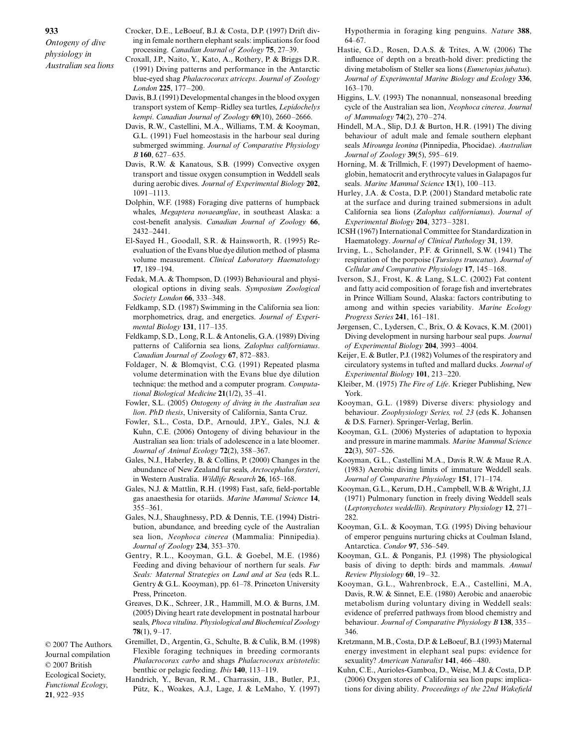Crocker, D.E., LeBoeuf, B.J. & Costa, D.P. (1997) Drift diving in female northern elephant seals: implications for food processing. *Canadian Journal of Zoology* **75**, 27–39.

Croxall, J.P., Naito, Y., Kato, A., Rothery, P. & Briggs D.R. (1991) Diving patterns and performance in the Antarctic blue-eyed shag *Phalacrocorax atriceps*. *Journal of Zoology London* **225**, 177–200.

Davis, B.J. (1991) Developmental changes in the blood oxygen transport system of Kemp–Ridley sea turtles, *Lepidochelys kempi*. *Canadian Journal of Zoology* **69**(10), 2660–2666.

Davis, R.W., Castellini, M.A., Williams, T.M. & Kooyman, G.L. (1991) Fuel homeostasis in the harbour seal during submerged swimming. *Journal of Comparative Physiology B* **160**, 627–635.

Davis, R.W. & Kanatous, S.B. (1999) Convective oxygen transport and tissue oxygen consumption in Weddell seals during aerobic dives. *Journal of Experimental Biology* **202**, 1091–1113.

Dolphin, W.F. (1988) Foraging dive patterns of humpback whales, *Megaptera novaeangliae*, in southeast Alaska: a cost-benefit analysis. *Canadian Journal of Zoology* **66**, 2432–2441.

El-Sayed H., Goodall, S.R. & Hainsworth, R. (1995) Re-evaluation of the Evans blue dye dilution method of plasma volume measurement. *Clinical Laboratory Haematology* **17**, 189–194.

Fedak, M.A. & Thompson, D. (1993) Behavioural and physiological options in diving seals. *Symposium Zoological Society London* **66**, 333–348.

Feldkamp, S.D. (1987) Swimming in the California sea lion: morphometrics, drag, and energetics. *Journal of Experimental Biology* **131**, 117–135.

Feldkamp, S.D., Long, R.L. & Antonelis, G.A. (1989) Diving patterns of California sea lions, *Zalophus californianus*. *Canadian Journal of Zoology* **67**, 872–883.

Foldager, N. & Blomqvist, C.G. (1991) Repeated plasma volume determination with the Evans blue dye dilution technique: the method and a computer program. *Computational Biological Medicine* **21**(1/2), 35–41.

Fowler, S.L. (2005) *Ontogeny of diving in the Australian sea lion*. *PhD thesis*, University of California, Santa Cruz.

Fowler, S.L., Costa, D.P., Arnould, J.P.Y., Gales, N.J. & Kuhn, C.E. (2006) Ontogeny of diving behaviour in the Australian sea lion: trials of adolescence in a late bloomer. *Journal of Animal Ecology* **72**(2), 358–367.

Gales, N.J., Haberley, B. & Collins, P. (2000) Changes in the abundance of New Zealand fur seals, *Arctocephalus forsteri*, in Western Australia. *Wildlife Research* **26**, 165–168.

Gales, N.J. & Mattlin, R.H. (1998) Fast, safe, field-portable gas anaesthesia for otariids. *Marine Mammal Science* **14**, 355–361.

Gales, N.J., Shaughnessy, P.D. & Dennis, T.E. (1994) Distribution, abundance, and breeding cycle of the Australian sea lion, *Neophoca cinerea* (Mammalia: Pinnipedia). *Journal of Zoology* **234**, 353–370.

Gentry, R.L., Kooyman, G.L. & Goebel, M.E. (1986) Feeding and diving behaviour of northern fur seals. *Fur Seals: Maternal Strategies on Land and at Sea* (eds R.L. Gentry & G.L. Kooyman), pp. 61–78. Princeton University Press, Princeton.

Greaves, D.K., Schreer, J.R., Hammill, M.O. & Burns, J.M. (2005) Diving heart rate development in postnatal harbour seals, *Phoca vitulina*. *Physiological and Biochemical Zoology* **78**(1), 9–17.

Gremillet, D., Argentin, G., Schulte, B. & Culik, B.M. (1998) Flexible foraging techniques in breeding cormorants *Phalacrocorax carbo* and shags *Phalacrocorax aristotelis*: benthic or pelagic feeding. *Ibis* **140**, 113–119.

Handrich, Y., Bevan, R.M., Charrassin, J.B., Butler, P.J., Pütz, K., Woakes, A.J., Lage, J. & LeMaho, Y. (1997) Hypothermia in foraging king penguins. *Nature* **388**, 64–67.

Hastie, G.D., Rosen, D.A.S. & Trites, A.W. (2006) The influence of depth on a breath-hold diver: predicting the diving metabolism of Steller sea lions (*Eumetopias jubatus*). *Journal of Experimental Marine Biology and Ecology* **336**, 163–170.

Higgins, L.V. (1993) The nonannual, nonseasonal breeding cycle of the Australian sea lion, *Neophoca cinerea*. *Journal of Mammalogy* **74**(2), 270–274.

Hindell, M.A., Slip, D.J. & Burton, H.R. (1991) The diving behaviour of adult male and female southern elephant seals *Mirounga leonina* (Pinnipedia, Phocidae). *Australian Journal of Zoology* **39**(5), 595–619.

Horning, M. & Trillmich, F. (1997) Development of haemoglobin, hematocrit and erythrocyte values in Galapagos fur seals. *Marine Mammal Science* **13**(1), 100–113.

Hurley, J.A. & Costa, D.P. (2001) Standard metabolic rate at the surface and during trained submersions in adult California sea lions (*Zalophus californianus*). *Journal of Experimental Biology* **204**, 3273–3281.

ICSH (1967) International Committee for Standardization in Haematology. *Journal of Clinical Pathology* **31**, 139.

Irving, L., Scholander, P.F. & Grinnell, S.W. (1941) The respiration of the porpoise (*Tursiops truncatus*). *Journal of Cellular and Comparative Physiology* **17**, 145–168.

Iverson, S.J., Frost, K. & Lang, S.L.C. (2002) Fat content and fatty acid composition of forage fish and invertebrates in Prince William Sound, Alaska: factors contributing to among and within species variability. *Marine Ecology Progress Series* **241**, 161–181.

Jørgensen, C., Lydersen, C., Brix, O. & Kovacs, K.M. (2001) Diving development in nursing harbour seal pups. *Journal of Experimental Biology* **204**, 3993–4004.

Keijer, E. & Butler, P.J. (1982) Volumes of the respiratory and circulatory systems in tufted and mallard ducks. *Journal of Experimental Biology* **101**, 213–220.

Kleiber, M. (1975) *The Fire of Life*. Krieger Publishing, New York.

Kooyman, G.L. (1989) Diverse divers: physiology and behaviour. *Zoophysiology Series, vol. 23* (eds K. Johansen & D.S. Farner). Springer-Verlag, Berlin.

Kooyman, G.L. (2006) Mysteries of adaptation to hypoxia and pressure in marine mammals. *Marine Mammal Science* **22**(3), 507–526.

Kooyman, G.L., Castellini M.A., Davis R.W. & Maue R.A. (1983) Aerobic diving limits of immature Weddell seals. *Journal of Comparative Physiology* **151**, 171–174.

Kooyman, G.L., Kerum, D.H., Campbell, W.B. & Wright, J.J. (1971) Pulmonary function in freely diving Weddell seals (*Leptonychotes weddellii*). *Respiratory Physiology* **12**, 271–282.

Kooyman, G.L. & Kooyman, T.G. (1995) Diving behaviour of emperor penguins nurturing chicks at Coulman Island, Antarctica. *Condor* **97**, 536–549.

Kooyman, G.L. & Ponganis, P.J. (1998) The physiological basis of diving to depth: birds and mammals. *Annual Review Physiology* **60**, 19–32.

Kooyman, G.L., Wahrenbrock, E.A., Castellini, M.A, Davis, R.W & Sinnet, E.E. (1980) Aerobic and anaerobic metabolism during voluntary diving in Weddell seals: evidence of preferred pathways from blood chemistry and behaviour. *Journal of Comparative Physiology B* **138**, 335–346.

Kretzmann, M.B., Costa, D.P. & LeBoeuf, B.J. (1993) Maternal energy investment in elephant seal pups: evidence for sexuality? *American Naturalist* **141**, 466–480.

Kuhn, C.E., Aurioles-Gamboa, D., Weise, M.J. & Costa, D.P. (2006) Oxygen stores of California sea lion pups: implications for diving ability. *Proceedings of the 22nd Wakefield*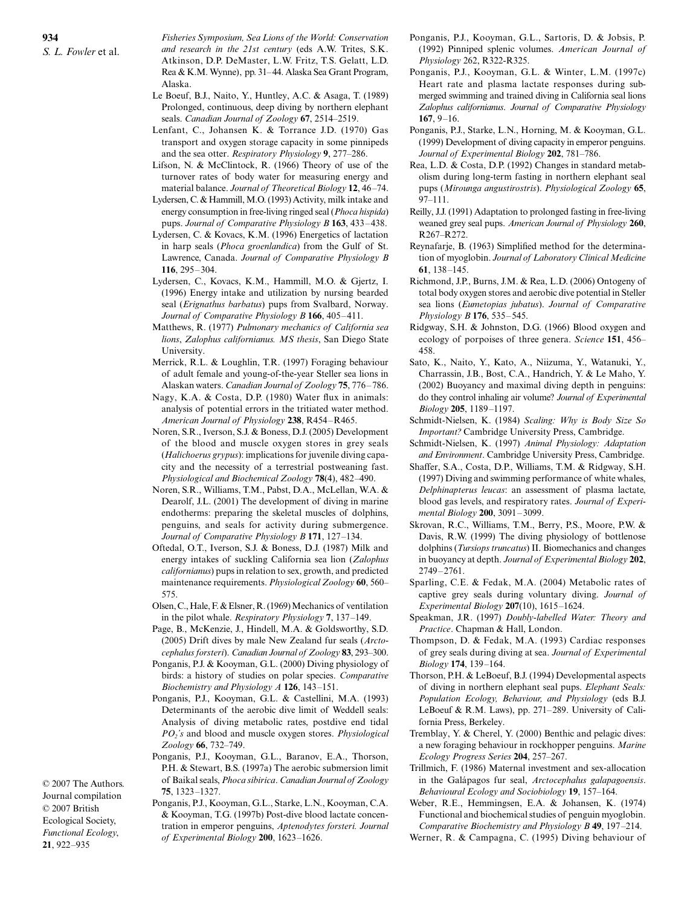*Fisheries Symposium, Sea Lions of the World: Conservation and research in the 21st century* (eds A.W. Trites, S.K. Atkinson, D.P. DeMaster, L.W. Fritz, T.S. Gelatt, L.D. Rea & K.M. Wynne), pp. 31–44. Alaska Sea Grant Program, Alaska.

Le Boeuf, B.J., Naito, Y., Huntley, A.C. & Asaga, T. (1989) Prolonged, continuous, deep diving by northern elephant seals. *Canadian Journal of Zoology* **67**, 2514–2519.

Lenfant, C., Johansen K. & Torrance J.D. (1970) Gas transport and oxygen storage capacity in some pinnipeds and the sea otter. *Respiratory Physiology* **9**, 277–286.

Lifson, N. & McClintock, R. (1966) Theory of use of the turnover rates of body water for measuring energy and material balance. *Journal of Theoretical Biology* **12**, 46–74.

Lydersen, C. & Hammill, M.O. (1993) Activity, milk intake and energy consumption in free-living ringed seal (*Phoca hispida*) pups. *Journal of Comparative Physiology B* **163**, 433–438.

Lydersen, C. & Kovacs, K.M. (1996) Energetics of lactation in harp seals (*Phoca groenlandica*) from the Gulf of St. Lawrence, Canada. *Journal of Comparative Physiology B* **116**, 295–304.

Lydersen, C., Kovacs, K.M., Hammill, M.O. & Gjertz, I. (1996) Energy intake and utilization by nursing bearded seal (*Erignathus barbatus*) pups from Svalbard, Norway. *Journal of Comparative Physiology B* **166**, 405–411.

Matthews, R. (1977) *Pulmonary mechanics of California sea lions*, *Zalophus californianus. MS thesis*, San Diego State University.

Merrick, R.L. & Loughlin, T.R. (1997) Foraging behaviour of adult female and young-of-the-year Steller sea lions in Alaskan waters. *Canadian Journal of Zoology* **75**, 776–786.

Nagy, K.A. & Costa, D.P. (1980) Water flux in animals: analysis of potential errors in the tritiated water method. *American Journal of Physiology* **238**, R454–R465.

Noren, S.R., Iverson, S.J. & Boness, D.J. (2005) Development of the blood and muscle oxygen stores in grey seals (*Halichoerus grypus*): implications for juvenile diving capacity and the necessity of a terrestrial postweaning fast. *Physiological and Biochemical Zoology* **78**(4), 482–490.

Noren, S.R., Williams, T.M., Pabst, D.A., McLellan, W.A. & Dearolf, J.L. (2001) The development of diving in marine endotherms: preparing the skeletal muscles of dolphins, penguins, and seals for activity during submergence. *Journal of Comparative Physiology B* **171**, 127–134.

Oftedal, O.T., Iverson, S.J. & Boness, D.J. (1987) Milk and energy intakes of suckling California sea lion (*Zalophus californianus*) pups in relation to sex, growth, and predicted maintenance requirements. *Physiological Zoology* **60**, 560–575.

Olsen, C., Hale, F. & Elsner, R. (1969) Mechanics of ventilation in the pilot whale. *Respiratory Physiology* **7**, 137–149.

Page, B., McKenzie, J., Hindell, M.A. & Goldsworthy, S.D. (2005) Drift dives by male New Zealand fur seals (*Arctocephalus forsteri*). *Canadian Journal of Zoology* **83**, 293–300.

Ponganis, P.J. & Kooyman, G.L. (2000) Diving physiology of birds: a history of studies on polar species. *Comparative Biochemistry and Physiology A* **126**, 143–151.

Ponganis, P.J., Kooyman, G.L. & Castellini, M.A. (1993) Determinants of the aerobic dive limit of Weddell seals: Analysis of diving metabolic rates, postdive end tidal $PO_2$'s and blood and muscle oxygen stores. *Physiological Zoology* **66**, 732–749.

Ponganis, P.J., Kooyman, G.L., Baranov, E.A., Thorson, P.H. & Stewart, B.S. (1997a) The aerobic submersion limit of Baikal seals, *Phoca sibirica*. *Canadian Journal of Zoology* **75**, 1323–1327.

Ponganis, P.J., Kooyman, G.L., Starke, L.N., Kooyman, C.A. & Kooyman, T.G. (1997b) Post-dive blood lactate concentration in emperor penguins, *Aptenodytes forsteri. Journal of Experimental Biology* **200**, 1623–1626.

Ponganis, P.J., Kooyman, G.L., Sartoris, D. & Jobsis, P. (1992) Pinniped splenic volumes. *American Journal of Physiology* 262, R322-R325.

Ponganis, P.J., Kooyman, G.L. & Winter, L.M. (1997c) Heart rate and plasma lactate responses during submerged swimming and trained diving in California seal lions *Zalophus californianus*. *Journal of Comparative Physiology* **167**, 9–16.

Ponganis, P.J., Starke, L.N., Horning, M. & Kooyman, G.L. (1999) Development of diving capacity in emperor penguins. *Journal of Experimental Biology* **202**, 781–786.

Rea, L.D. & Costa, D.P. (1992) Changes in standard metabolism during long-term fasting in northern elephant seal pups (*Mirounga angustirostris*). *Physiological Zoology* **65**, 97–111.

Reilly, J.J. (1991) Adaptation to prolonged fasting in free-living weaned grey seal pups. *American Journal of Physiology* **260**, R267–R272.

Reynafarje, B. (1963) Simplified method for the determination of myoglobin. *Journal of Laboratory Clinical Medicine* **61**, 138–145.

Richmond, J.P., Burns, J.M. & Rea, L.D. (2006) Ontogeny of total body oxygen stores and aerobic dive potential in Steller sea lions (*Eumetopias jubatus*). *Journal of Comparative Physiology B* **176**, 535–545.

Ridgway, S.H. & Johnston, D.G. (1966) Blood oxygen and ecology of porpoises of three genera. *Science* **151**, 456–458.

Sato, K., Naito, Y., Kato, A., Niizuma, Y., Watanuki, Y., Charrassin, J.B., Bost, C.A., Handrich, Y. & Le Maho, Y. (2002) Buoyancy and maximal diving depth in penguins: do they control inhaling air volume? *Journal of Experimental Biology* **205**, 1189–1197.

Schmidt-Nielsen, K. (1984) *Scaling: Why is Body Size So Important?* Cambridge University Press, Cambridge.

Schmidt-Nielsen, K. (1997) *Animal Physiology: Adaptation and Environment*. Cambridge University Press, Cambridge.

Shaffer, S.A., Costa, D.P., Williams, T.M. & Ridgway, S.H. (1997) Diving and swimming performance of white whales, *Delphinapterus leucas*: an assessment of plasma lactate, blood gas levels, and respiratory rates. *Journal of Experimental Biology* **200**, 3091–3099.

Skrovan, R.C., Williams, T.M., Berry, P.S., Moore, P.W. & Davis, R.W. (1999) The diving physiology of bottlenose dolphins (*Tursiops truncatus*) II. Biomechanics and changes in buoyancy at depth. *Journal of Experimental Biology* **202**, 2749–2761.

Sparling, C.E. & Fedak, M.A. (2004) Metabolic rates of captive grey seals during voluntary diving. *Journal of Experimental Biology* **207**(10), 1615–1624.

Speakman, J.R. (1997) *Doubly-labelled Water: Theory and Practice*. Chapman & Hall, London.

Thompson, D. & Fedak, M.A. (1993) Cardiac responses of grey seals during diving at sea. *Journal of Experimental Biology* **174**, 139–164.

Thorson, P.H. & LeBoeuf, B.J. (1994) Developmental aspects of diving in northern elephant seal pups. *Elephant Seals: Population Ecology, Behaviour, and Physiology* (eds B.J. LeBoeuf & R.M. Laws), pp. 271–289. University of California Press, Berkeley.

Tremblay, Y. & Cherel, Y. (2000) Benthic and pelagic dives: a new foraging behaviour in rockhopper penguins. *Marine Ecology Progress Series* **204**, 257–267.

Trillmich, F. (1986) Maternal investment and sex-allocation in the Galápagos fur seal, *Arctocephalus galapagoensis*. *Behavioural Ecology and Sociobiology* **19**, 157–164.

Weber, R.E., Hemmingsen, E.A. & Johansen, K. (1974) Functional and biochemical studies of penguin myoglobin. *Comparative Biochemistry and Physiology B* **49**, 197–214.

Werner, R. & Campagna, C. (1995) Diving behaviour of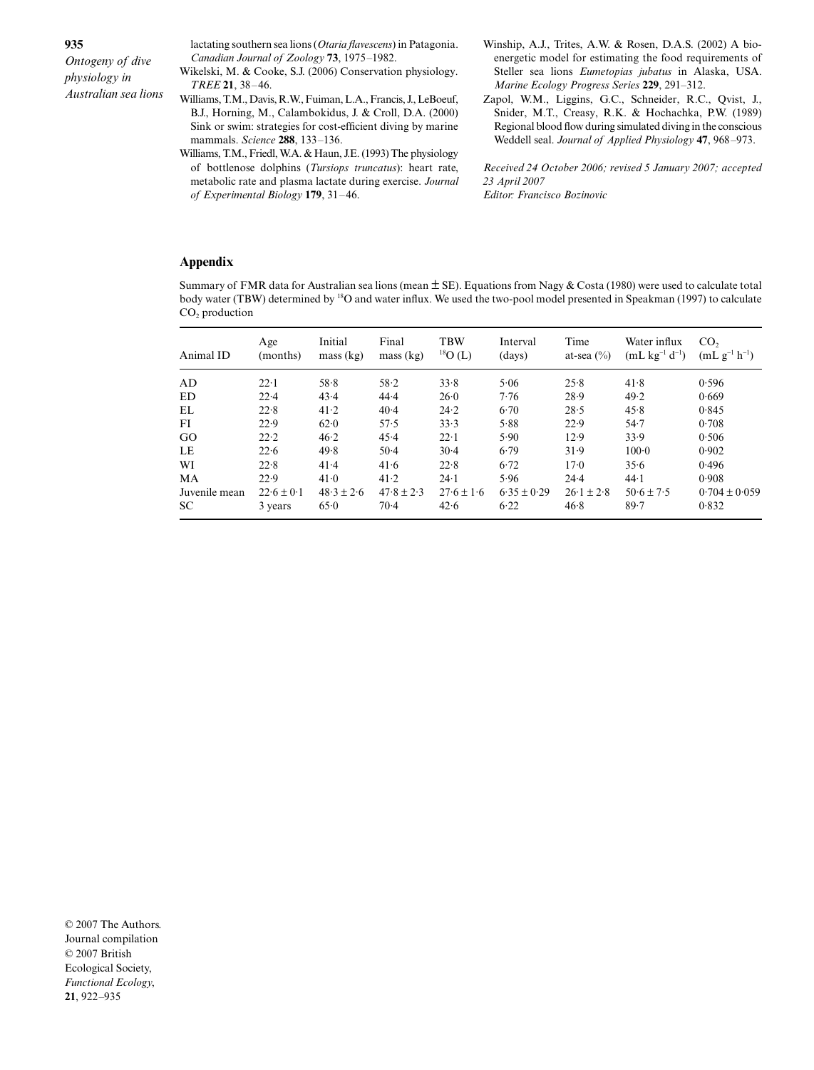lactating southern sea lions (*Otaria flavescens*) in Patagonia. *Canadian Journal of Zoology* **73**, 1975–1982.

Wikelski, M. & Cooke, S.J. (2006) Conservation physiology. *TREE* **21**, 38–46.

Williams, T.M., Davis, R.W., Fuiman, L.A., Francis, J., LeBoeuf, B.J., Horning, M., Calambokidus, J. & Croll, D.A. (2000) Sink or swim: strategies for cost-efficient diving by marine mammals. *Science* **288**, 133–136.

Williams, T.M., Friedl, W.A. & Haun, J.E. (1993) The physiology of bottlenose dolphins (*Tursiops truncatus*): heart rate, metabolic rate and plasma lactate during exercise. *Journal of Experimental Biology* **179**, 31–46.

Winship, A.J., Trites, A.W. & Rosen, D.A.S. (2002) A bioenergetic model for estimating the food requirements of Steller sea lions *Eumetopias jubatus* in Alaska, USA. *Marine Ecology Progress Series* **229**, 291–312.

Zapol, W.M., Liggins, G.C., Schneider, R.C., Qvist, J., Snider, M.T., Creasy, R.K. & Hochachka, P.W. (1989) Regional blood flow during simulated diving in the conscious Weddell seal. *Journal of Applied Physiology* **47**, 968–973.

*Received 24 October 2006; revised 5 January 2007; accepted 23 April 2007*
*Editor: Francisco Bozinovic*

## Appendix

Summary of FMR data for Australian sea lions (mean ± SE). Equations from Nagy & Costa (1980) were used to calculate total body water (TBW) determined by $^{18}O$ and water influx. We used the two-pool model presented in Speakman (1997) to calculate $CO_2$ production

| Animal ID | Age (months) | Initial mass (kg) | Final mass (kg) | TBW $^{18}O$ (L) | Interval (days) | Time at-sea (%) | Water influx (mL $kg^{-1}$ $d^{-1}$) | $CO_2$ (mL $g^{-1}$ $h^{-1}$) |
|---|---|---|---|---|---|---|---|---|
| AD | 22·1 | 58·8 | 58·2 | 33·8 | 5·06 | 25·8 | 41·8 | 0·596 |
| ED | 22·4 | 43·4 | 44·4 | 26·0 | 7·76 | 28·9 | 49·2 | 0·669 |
| EL | 22·8 | 41·2 | 40·4 | 24·2 | 6·70 | 28·5 | 45·8 | 0·845 |
| FI | 22·9 | 62·0 | 57·5 | 33·3 | 5·88 | 22·9 | 54·7 | 0·708 |
| GO | 22·2 | 46·2 | 45·4 | 22·1 | 5·90 | 12·9 | 33·9 | 0·506 |
| LE | 22·6 | 49·8 | 50·4 | 30·4 | 6·79 | 31·9 | 100·0 | 0·902 |
| WI | 22·8 | 41·4 | 41·6 | 22·8 | 6·72 | 17·0 | 35·6 | 0·496 |
| MA | 22·9 | 41·0 | 41·2 | 24·1 | 5·96 | 24·4 | 44·1 | 0·908 |
| Juvenile mean | 22·6 ± 0·1 | 48·3 ± 2·6 | 47·8 ± 2·3 | 27·6 ± 1·6 | 6·35 ± 0·29 | 26·1 ± 2·8 | 50·6 ± 7·5 | 0·704 ± 0·059 |
| SC | 3 years | 65·0 | 70·4 | 42·6 | 6·22 | 46·8 | 89·7 | 0·832 |